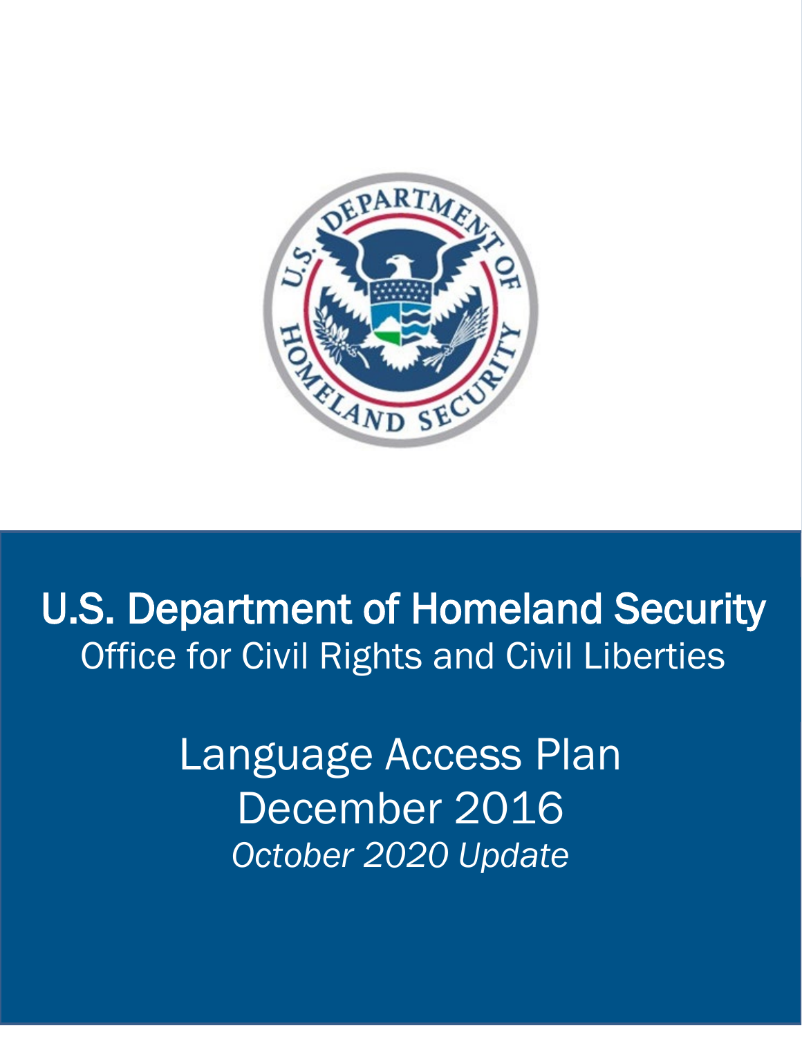# U.S. Department of Homeland Security

## Office for Civil Rights and Civil Liberties

## Language Access Plan

## December 2016

*October 2020 Update*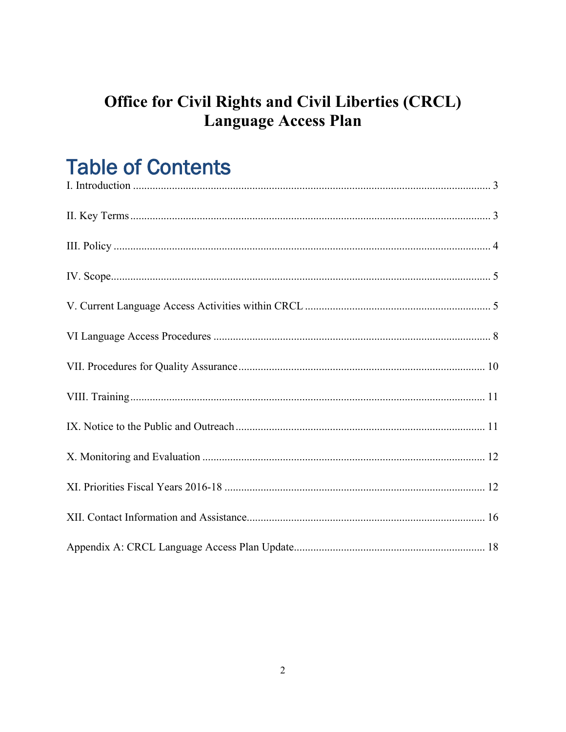# Office for Civil Rights and Civil Liberties (CRCL) Language Access Plan

## Table of Contents

I. Introduction ........................................................................................................................ 3

II. Key Terms ........................................................................................................................ 3

III. Policy ............................................................................................................................. 4

IV. Scope ............................................................................................................................. 5

V. Current Language Access Activities within CRCL .......................................................... 5

VI Language Access Procedures ........................................................................................... 8

VII. Procedures for Quality Assurance ................................................................................ 10

VIII. Training ...................................................................................................................... 11

IX. Notice to the Public and Outreach ................................................................................. 11

X. Monitoring and Evaluation ............................................................................................. 12

XI. Priorities Fiscal Years 2016-18 ..................................................................................... 12

XII. Contact Information and Assistance ............................................................................. 16

Appendix A: CRCL Language Access Plan Update ............................................................ 18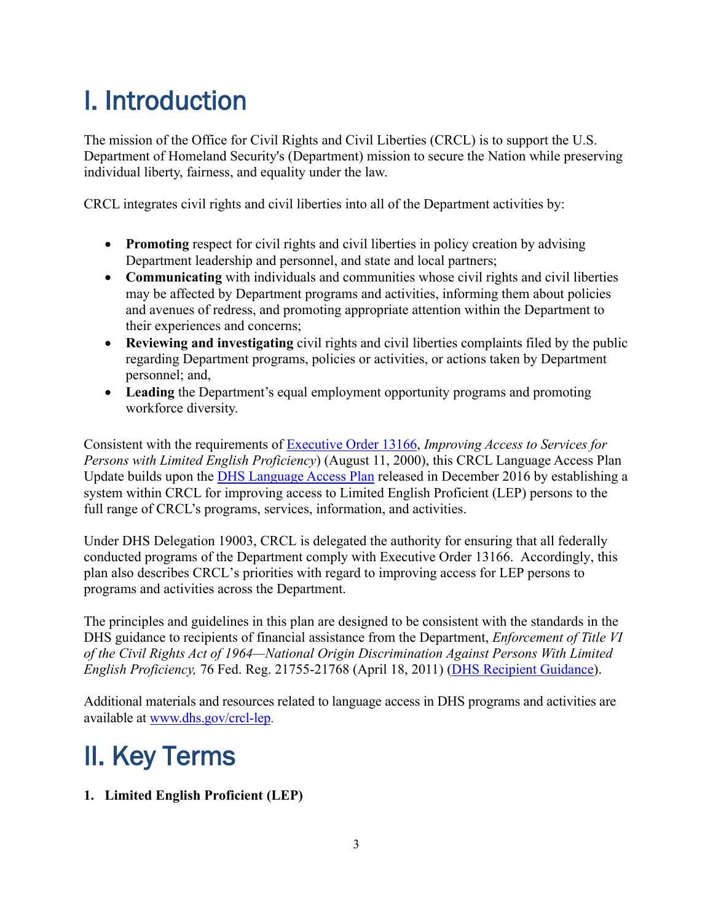# I. Introduction

The mission of the Office for Civil Rights and Civil Liberties (CRCL) is to support the U.S. Department of Homeland Security's (Department) mission to secure the Nation while preserving individual liberty, fairness, and equality under the law.

CRCL integrates civil rights and civil liberties into all of the Department activities by:

- **Promoting** respect for civil rights and civil liberties in policy creation by advising Department leadership and personnel, and state and local partners;
- **Communicating** with individuals and communities whose civil rights and civil liberties may be affected by Department programs and activities, informing them about policies and avenues of redress, and promoting appropriate attention within the Department to their experiences and concerns;
- **Reviewing and investigating** civil rights and civil liberties complaints filed by the public regarding Department programs, policies or activities, or actions taken by Department personnel; and,
- **Leading** the Department's equal employment opportunity programs and promoting workforce diversity.

Consistent with the requirements of Executive Order 13166, *Improving Access to Services for Persons with Limited English Proficiency*) (August 11, 2000), this CRCL Language Access Plan Update builds upon the DHS Language Access Plan released in December 2016 by establishing a system within CRCL for improving access to Limited English Proficient (LEP) persons to the full range of CRCL's programs, services, information, and activities.

Under DHS Delegation 19003, CRCL is delegated the authority for ensuring that all federally conducted programs of the Department comply with Executive Order 13166. Accordingly, this plan also describes CRCL's priorities with regard to improving access for LEP persons to programs and activities across the Department.

The principles and guidelines in this plan are designed to be consistent with the standards in the DHS guidance to recipients of financial assistance from the Department, *Enforcement of Title VI of the Civil Rights Act of 1964—National Origin Discrimination Against Persons With Limited English Proficiency,* 76 Fed. Reg. 21755-21768 (April 18, 2011) (DHS Recipient Guidance).

Additional materials and resources related to language access in DHS programs and activities are available at www.dhs.gov/crcl-lep.

# II. Key Terms

**1. Limited English Proficient (LEP)**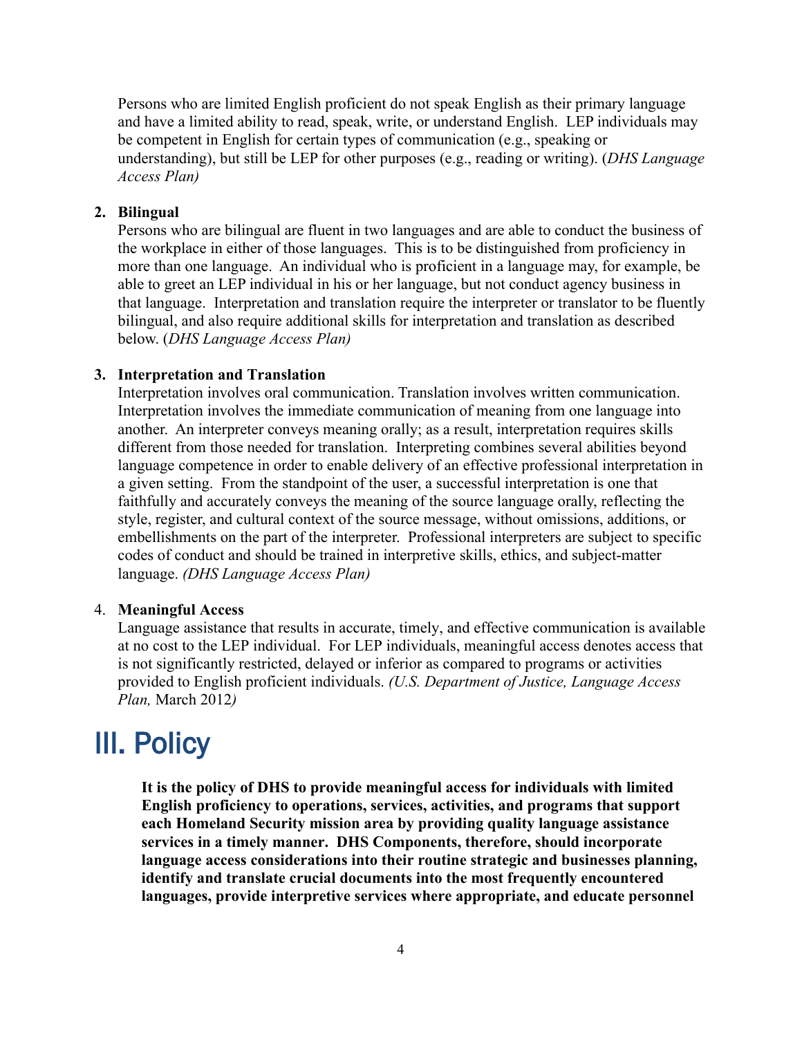Persons who are limited English proficient do not speak English as their primary language and have a limited ability to read, speak, write, or understand English. LEP individuals may be competent in English for certain types of communication (e.g., speaking or understanding), but still be LEP for other purposes (e.g., reading or writing). (*DHS Language Access Plan)*

2. **Bilingual**
   Persons who are bilingual are fluent in two languages and are able to conduct the business of the workplace in either of those languages. This is to be distinguished from proficiency in more than one language. An individual who is proficient in a language may, for example, be able to greet an LEP individual in his or her language, but not conduct agency business in that language. Interpretation and translation require the interpreter or translator to be fluently bilingual, and also require additional skills for interpretation and translation as described below. (*DHS Language Access Plan)*

3. **Interpretation and Translation**
   Interpretation involves oral communication. Translation involves written communication. Interpretation involves the immediate communication of meaning from one language into another. An interpreter conveys meaning orally; as a result, interpretation requires skills different from those needed for translation. Interpreting combines several abilities beyond language competence in order to enable delivery of an effective professional interpretation in a given setting. From the standpoint of the user, a successful interpretation is one that faithfully and accurately conveys the meaning of the source language orally, reflecting the style, register, and cultural context of the source message, without omissions, additions, or embellishments on the part of the interpreter. Professional interpreters are subject to specific codes of conduct and should be trained in interpretive skills, ethics, and subject-matter language. *(DHS Language Access Plan)*

4. **Meaningful Access**
   Language assistance that results in accurate, timely, and effective communication is available at no cost to the LEP individual. For LEP individuals, meaningful access denotes access that is not significantly restricted, delayed or inferior as compared to programs or activities provided to English proficient individuals. *(U.S. Department of Justice, Language Access Plan,* March 2012*)*

# III. Policy

**It is the policy of DHS to provide meaningful access for individuals with limited English proficiency to operations, services, activities, and programs that support each Homeland Security mission area by providing quality language assistance services in a timely manner. DHS Components, therefore, should incorporate language access considerations into their routine strategic and businesses planning, identify and translate crucial documents into the most frequently encountered languages, provide interpretive services where appropriate, and educate personnel**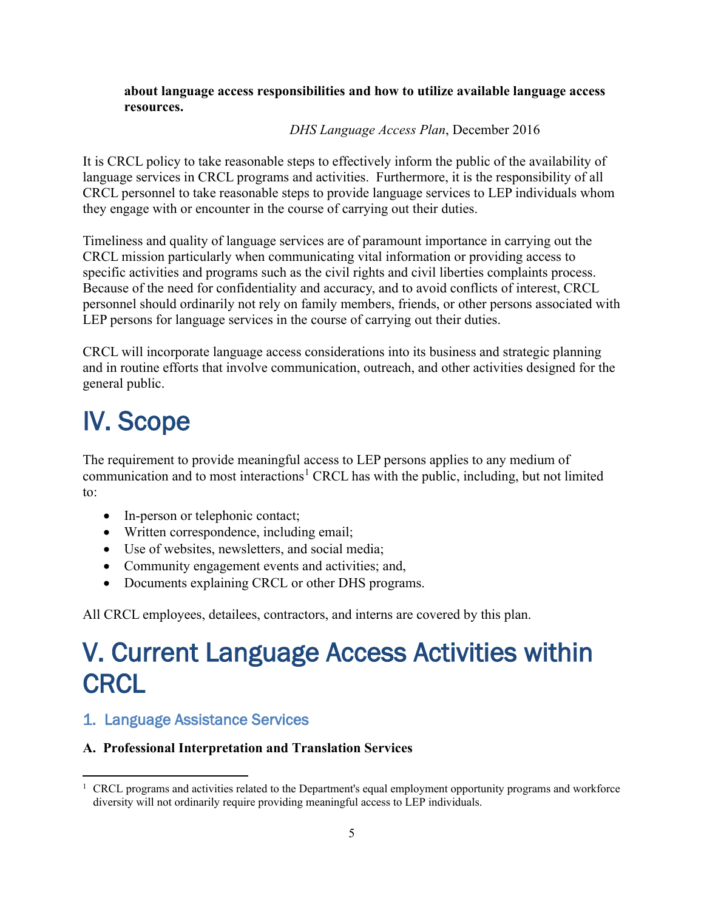**about language access responsibilities and how to utilize available language access resources.**

*DHS Language Access Plan*, December 2016

It is CRCL policy to take reasonable steps to effectively inform the public of the availability of language services in CRCL programs and activities. Furthermore, it is the responsibility of all CRCL personnel to take reasonable steps to provide language services to LEP individuals whom they engage with or encounter in the course of carrying out their duties.

Timeliness and quality of language services are of paramount importance in carrying out the CRCL mission particularly when communicating vital information or providing access to specific activities and programs such as the civil rights and civil liberties complaints process. Because of the need for confidentiality and accuracy, and to avoid conflicts of interest, CRCL personnel should ordinarily not rely on family members, friends, or other persons associated with LEP persons for language services in the course of carrying out their duties.

CRCL will incorporate language access considerations into its business and strategic planning and in routine efforts that involve communication, outreach, and other activities designed for the general public.

# IV. Scope

The requirement to provide meaningful access to LEP persons applies to any medium of communication and to most interactions[1] CRCL has with the public, including, but not limited to:

- In-person or telephonic contact;
- Written correspondence, including email;
- Use of websites, newsletters, and social media;
- Community engagement events and activities; and,
- Documents explaining CRCL or other DHS programs.

All CRCL employees, detailees, contractors, and interns are covered by this plan.

# V. Current Language Access Activities within CRCL

## 1. Language Assistance Services

### A. Professional Interpretation and Translation Services

[1] CRCL programs and activities related to the Department's equal employment opportunity programs and workforce diversity will not ordinarily require providing meaningful access to LEP individuals.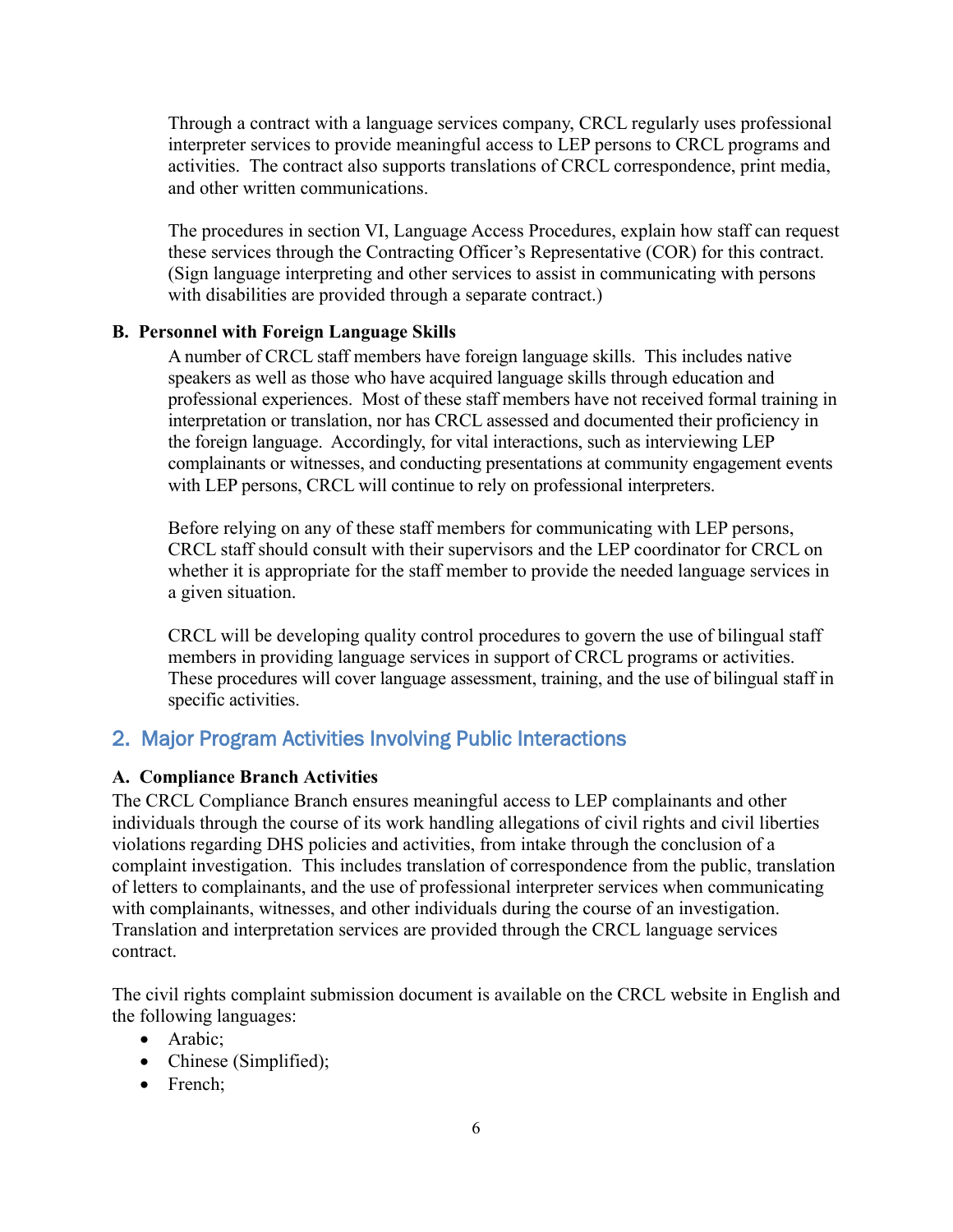Through a contract with a language services company, CRCL regularly uses professional interpreter services to provide meaningful access to LEP persons to CRCL programs and activities. The contract also supports translations of CRCL correspondence, print media, and other written communications.

The procedures in section VI, Language Access Procedures, explain how staff can request these services through the Contracting Officer's Representative (COR) for this contract. (Sign language interpreting and other services to assist in communicating with persons with disabilities are provided through a separate contract.)

**B. Personnel with Foreign Language Skills**

A number of CRCL staff members have foreign language skills. This includes native speakers as well as those who have acquired language skills through education and professional experiences. Most of these staff members have not received formal training in interpretation or translation, nor has CRCL assessed and documented their proficiency in the foreign language. Accordingly, for vital interactions, such as interviewing LEP complainants or witnesses, and conducting presentations at community engagement events with LEP persons, CRCL will continue to rely on professional interpreters.

Before relying on any of these staff members for communicating with LEP persons, CRCL staff should consult with their supervisors and the LEP coordinator for CRCL on whether it is appropriate for the staff member to provide the needed language services in a given situation.

CRCL will be developing quality control procedures to govern the use of bilingual staff members in providing language services in support of CRCL programs or activities. These procedures will cover language assessment, training, and the use of bilingual staff in specific activities.

## 2. Major Program Activities Involving Public Interactions

**A. Compliance Branch Activities**

The CRCL Compliance Branch ensures meaningful access to LEP complainants and other individuals through the course of its work handling allegations of civil rights and civil liberties violations regarding DHS policies and activities, from intake through the conclusion of a complaint investigation. This includes translation of correspondence from the public, translation of letters to complainants, and the use of professional interpreter services when communicating with complainants, witnesses, and other individuals during the course of an investigation. Translation and interpretation services are provided through the CRCL language services contract.

The civil rights complaint submission document is available on the CRCL website in English and the following languages:

- Arabic;
- Chinese (Simplified);
- French;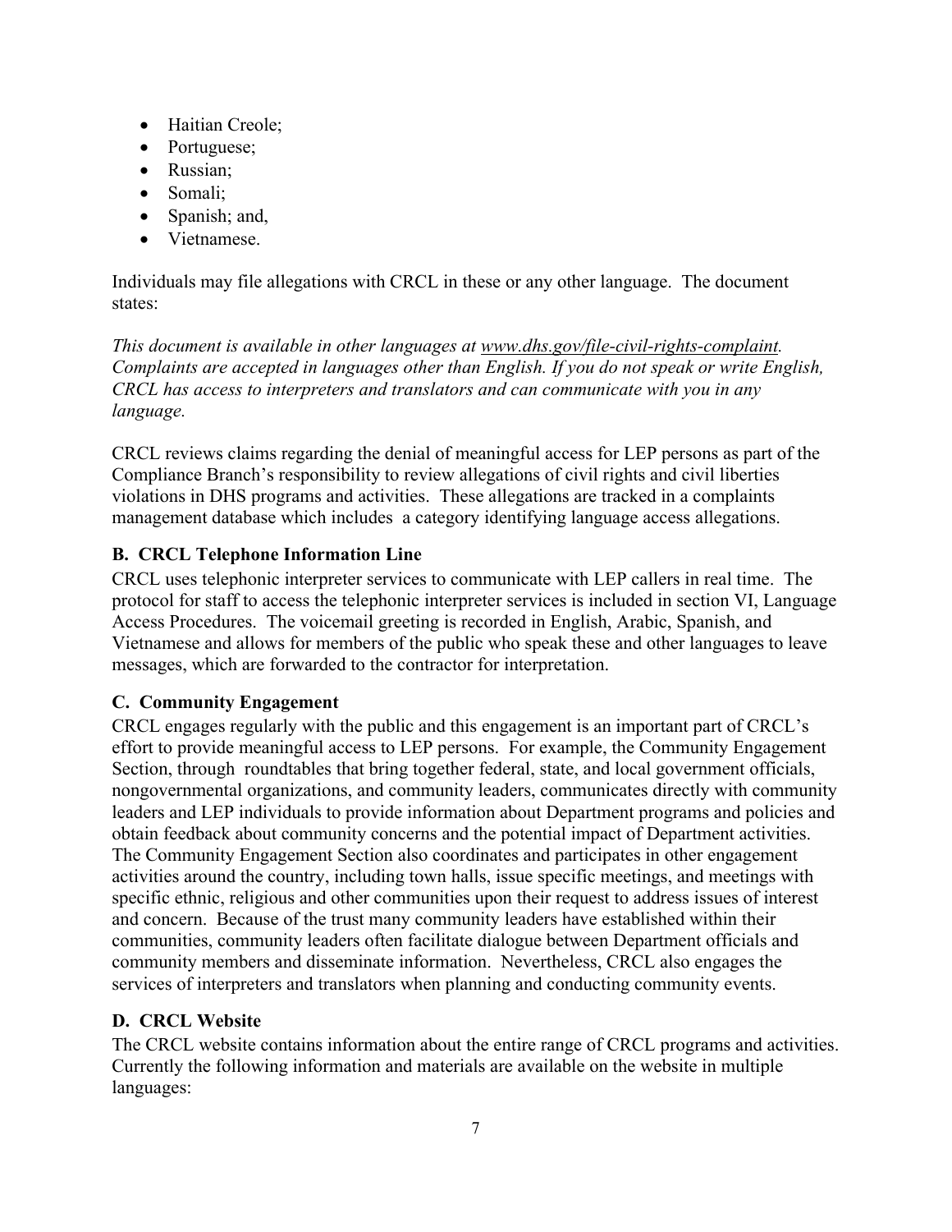- Haitian Creole;
- Portuguese;
- Russian;
- Somali;
- Spanish; and,
- Vietnamese.

Individuals may file allegations with CRCL in these or any other language. The document states:

*This document is available in other languages at www.dhs.gov/file-civil-rights-complaint. Complaints are accepted in languages other than English. If you do not speak or write English, CRCL has access to interpreters and translators and can communicate with you in any language.*

CRCL reviews claims regarding the denial of meaningful access for LEP persons as part of the Compliance Branch's responsibility to review allegations of civil rights and civil liberties violations in DHS programs and activities. These allegations are tracked in a complaints management database which includes a category identifying language access allegations.

### B. CRCL Telephone Information Line

CRCL uses telephonic interpreter services to communicate with LEP callers in real time. The protocol for staff to access the telephonic interpreter services is included in section VI, Language Access Procedures. The voicemail greeting is recorded in English, Arabic, Spanish, and Vietnamese and allows for members of the public who speak these and other languages to leave messages, which are forwarded to the contractor for interpretation.

### C. Community Engagement

CRCL engages regularly with the public and this engagement is an important part of CRCL's effort to provide meaningful access to LEP persons. For example, the Community Engagement Section, through roundtables that bring together federal, state, and local government officials, nongovernmental organizations, and community leaders, communicates directly with community leaders and LEP individuals to provide information about Department programs and policies and obtain feedback about community concerns and the potential impact of Department activities. The Community Engagement Section also coordinates and participates in other engagement activities around the country, including town halls, issue specific meetings, and meetings with specific ethnic, religious and other communities upon their request to address issues of interest and concern. Because of the trust many community leaders have established within their communities, community leaders often facilitate dialogue between Department officials and community members and disseminate information. Nevertheless, CRCL also engages the services of interpreters and translators when planning and conducting community events.

### D. CRCL Website

The CRCL website contains information about the entire range of CRCL programs and activities. Currently the following information and materials are available on the website in multiple languages: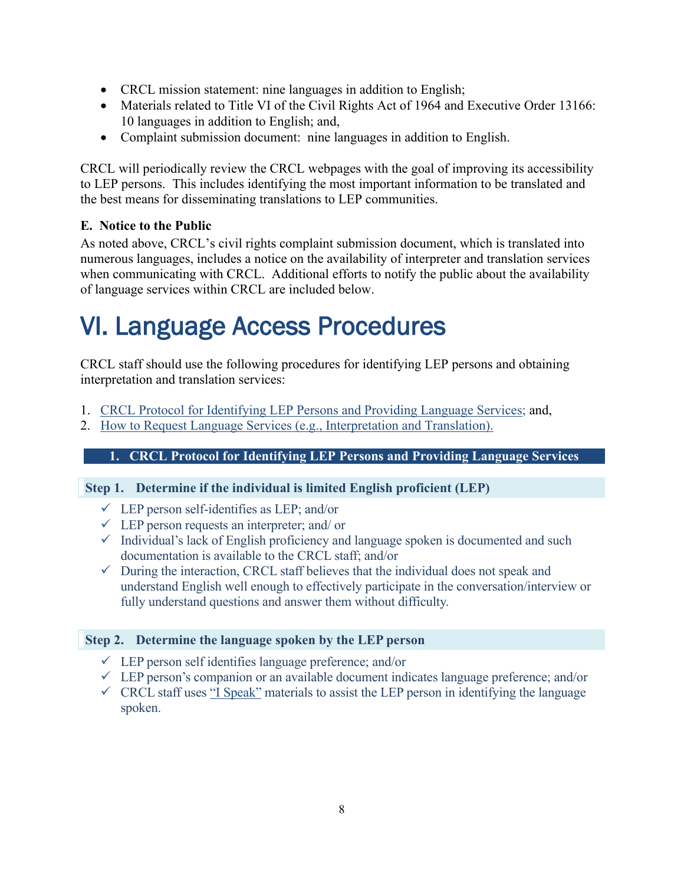- CRCL mission statement: nine languages in addition to English;
- Materials related to Title VI of the Civil Rights Act of 1964 and Executive Order 13166: 10 languages in addition to English; and,
- Complaint submission document: nine languages in addition to English.

CRCL will periodically review the CRCL webpages with the goal of improving its accessibility to LEP persons. This includes identifying the most important information to be translated and the best means for disseminating translations to LEP communities.

### E. Notice to the Public

As noted above, CRCL's civil rights complaint submission document, which is translated into numerous languages, includes a notice on the availability of interpreter and translation services when communicating with CRCL. Additional efforts to notify the public about the availability of language services within CRCL are included below.

# VI. Language Access Procedures

CRCL staff should use the following procedures for identifying LEP persons and obtaining interpretation and translation services:

1. CRCL Protocol for Identifying LEP Persons and Providing Language Services; and,
2. How to Request Language Services (e.g., Interpretation and Translation).

## 1. CRCL Protocol for Identifying LEP Persons and Providing Language Services

### Step 1. Determine if the individual is limited English proficient (LEP)

- ✓ LEP person self-identifies as LEP; and/or
- ✓ LEP person requests an interpreter; and/ or
- ✓ Individual's lack of English proficiency and language spoken is documented and such documentation is available to the CRCL staff; and/or
- ✓ During the interaction, CRCL staff believes that the individual does not speak and understand English well enough to effectively participate in the conversation/interview or fully understand questions and answer them without difficulty.

### Step 2. Determine the language spoken by the LEP person

- ✓ LEP person self identifies language preference; and/or
- ✓ LEP person's companion or an available document indicates language preference; and/or
- ✓ CRCL staff uses "I Speak" materials to assist the LEP person in identifying the language spoken.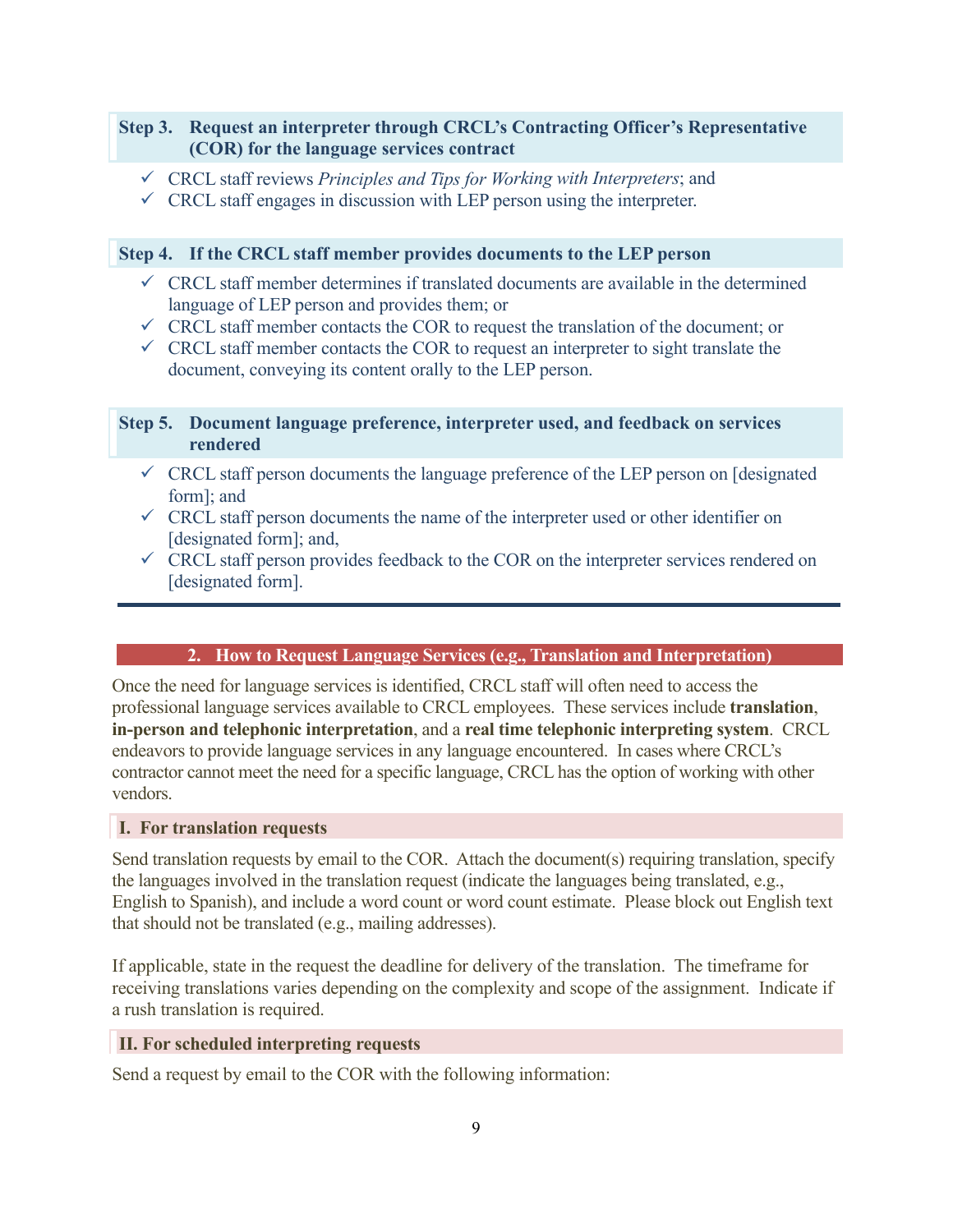**Step 3. Request an interpreter through CRCL's Contracting Officer's Representative (COR) for the language services contract**

- ✓ CRCL staff reviews *Principles and Tips for Working with Interpreters*; and
- ✓ CRCL staff engages in discussion with LEP person using the interpreter.

**Step 4. If the CRCL staff member provides documents to the LEP person**

- ✓ CRCL staff member determines if translated documents are available in the determined language of LEP person and provides them; or
- ✓ CRCL staff member contacts the COR to request the translation of the document; or
- ✓ CRCL staff member contacts the COR to request an interpreter to sight translate the document, conveying its content orally to the LEP person.

**Step 5. Document language preference, interpreter used, and feedback on services rendered**

- ✓ CRCL staff person documents the language preference of the LEP person on [designated form]; and
- ✓ CRCL staff person documents the name of the interpreter used or other identifier on [designated form]; and,
- ✓ CRCL staff person provides feedback to the COR on the interpreter services rendered on [designated form].

---

## 2. How to Request Language Services (e.g., Translation and Interpretation)

Once the need for language services is identified, CRCL staff will often need to access the professional language services available to CRCL employees. These services include **translation**, **in-person and telephonic interpretation**, and a **real time telephonic interpreting system**. CRCL endeavors to provide language services in any language encountered. In cases where CRCL's contractor cannot meet the need for a specific language, CRCL has the option of working with other vendors.

### I. For translation requests

Send translation requests by email to the COR. Attach the document(s) requiring translation, specify the languages involved in the translation request (indicate the languages being translated, e.g., English to Spanish), and include a word count or word count estimate. Please block out English text that should not be translated (e.g., mailing addresses).

If applicable, state in the request the deadline for delivery of the translation. The timeframe for receiving translations varies depending on the complexity and scope of the assignment. Indicate if a rush translation is required.

### II. For scheduled interpreting requests

Send a request by email to the COR with the following information: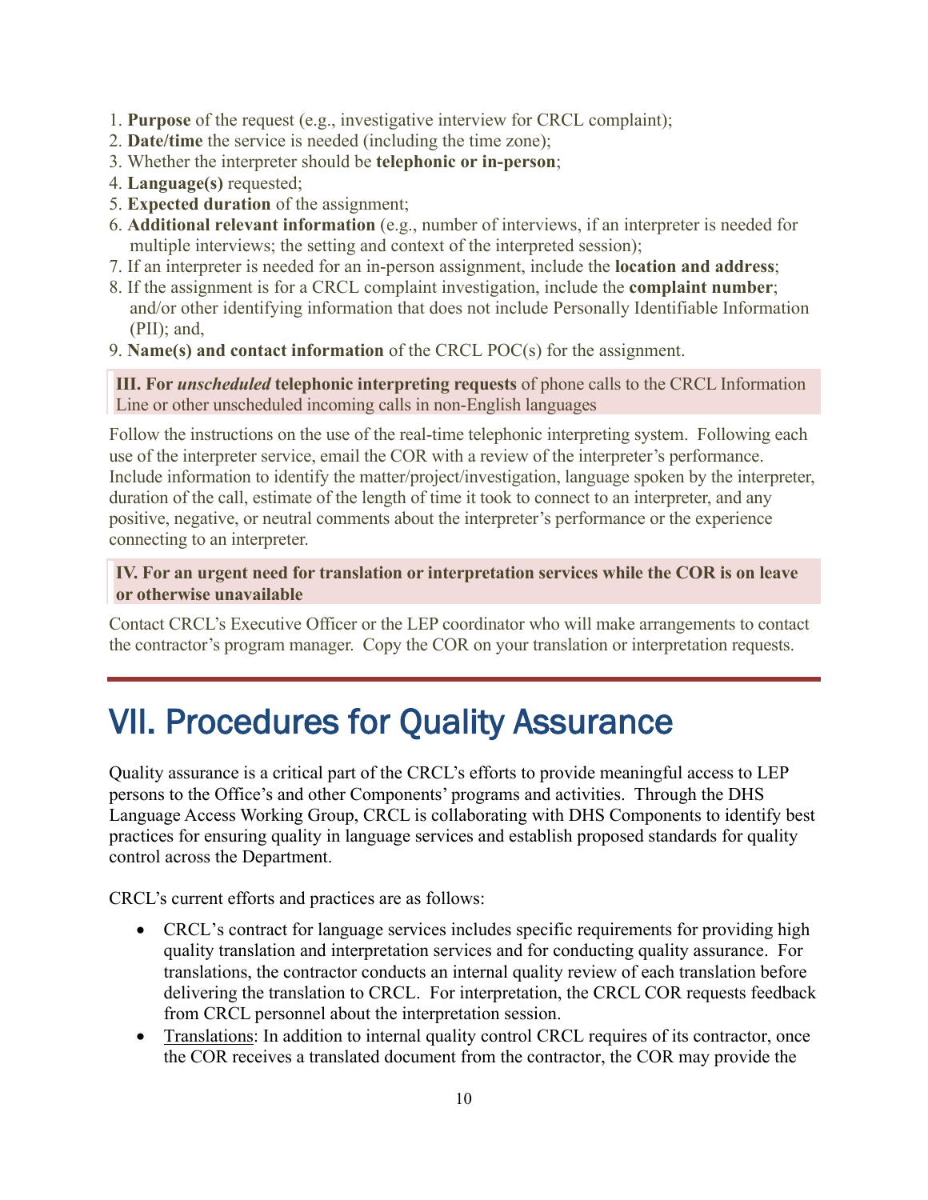1. **Purpose** of the request (e.g., investigative interview for CRCL complaint);
2. **Date/time** the service is needed (including the time zone);
3. Whether the interpreter should be **telephonic or in-person**;
4. **Language(s)** requested;
5. **Expected duration** of the assignment;
6. **Additional relevant information** (e.g., number of interviews, if an interpreter is needed for multiple interviews; the setting and context of the interpreted session);
7. If an interpreter is needed for an in-person assignment, include the **location and address**;
8. If the assignment is for a CRCL complaint investigation, include the **complaint number**; and/or other identifying information that does not include Personally Identifiable Information (PII); and,
9. **Name(s) and contact information** of the CRCL POC(s) for the assignment.

**III. For *unscheduled* telephonic interpreting requests** of phone calls to the CRCL Information Line or other unscheduled incoming calls in non-English languages

Follow the instructions on the use of the real-time telephonic interpreting system. Following each use of the interpreter service, email the COR with a review of the interpreter's performance. Include information to identify the matter/project/investigation, language spoken by the interpreter, duration of the call, estimate of the length of time it took to connect to an interpreter, and any positive, negative, or neutral comments about the interpreter's performance or the experience connecting to an interpreter.

**IV. For an urgent need for translation or interpretation services while the COR is on leave or otherwise unavailable**

Contact CRCL's Executive Officer or the LEP coordinator who will make arrangements to contact the contractor's program manager. Copy the COR on your translation or interpretation requests.

# VII. Procedures for Quality Assurance

Quality assurance is a critical part of the CRCL's efforts to provide meaningful access to LEP persons to the Office's and other Components' programs and activities. Through the DHS Language Access Working Group, CRCL is collaborating with DHS Components to identify best practices for ensuring quality in language services and establish proposed standards for quality control across the Department.

CRCL's current efforts and practices are as follows:

- CRCL's contract for language services includes specific requirements for providing high quality translation and interpretation services and for conducting quality assurance. For translations, the contractor conducts an internal quality review of each translation before delivering the translation to CRCL. For interpretation, the CRCL COR requests feedback from CRCL personnel about the interpretation session.
- Translations: In addition to internal quality control CRCL requires of its contractor, once the COR receives a translated document from the contractor, the COR may provide the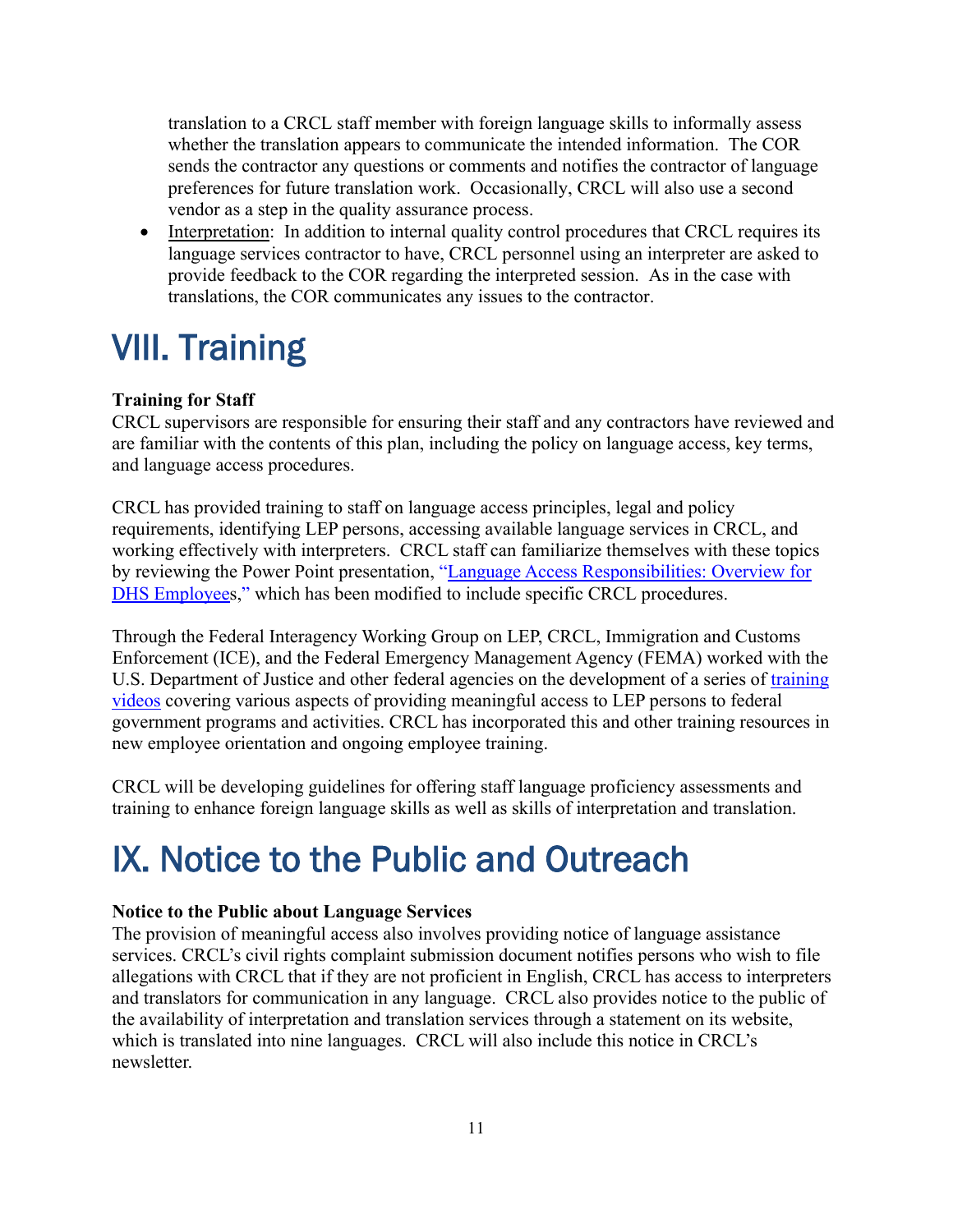translation to a CRCL staff member with foreign language skills to informally assess whether the translation appears to communicate the intended information. The COR sends the contractor any questions or comments and notifies the contractor of language preferences for future translation work. Occasionally, CRCL will also use a second vendor as a step in the quality assurance process.

- Interpretation: In addition to internal quality control procedures that CRCL requires its language services contractor to have, CRCL personnel using an interpreter are asked to provide feedback to the COR regarding the interpreted session. As in the case with translations, the COR communicates any issues to the contractor.

# VIII. Training

**Training for Staff**

CRCL supervisors are responsible for ensuring their staff and any contractors have reviewed and are familiar with the contents of this plan, including the policy on language access, key terms, and language access procedures.

CRCL has provided training to staff on language access principles, legal and policy requirements, identifying LEP persons, accessing available language services in CRCL, and working effectively with interpreters. CRCL staff can familiarize themselves with these topics by reviewing the Power Point presentation, "Language Access Responsibilities: Overview for DHS Employees," which has been modified to include specific CRCL procedures.

Through the Federal Interagency Working Group on LEP, CRCL, Immigration and Customs Enforcement (ICE), and the Federal Emergency Management Agency (FEMA) worked with the U.S. Department of Justice and other federal agencies on the development of a series of training videos covering various aspects of providing meaningful access to LEP persons to federal government programs and activities. CRCL has incorporated this and other training resources in new employee orientation and ongoing employee training.

CRCL will be developing guidelines for offering staff language proficiency assessments and training to enhance foreign language skills as well as skills of interpretation and translation.

# IX. Notice to the Public and Outreach

**Notice to the Public about Language Services**

The provision of meaningful access also involves providing notice of language assistance services. CRCL's civil rights complaint submission document notifies persons who wish to file allegations with CRCL that if they are not proficient in English, CRCL has access to interpreters and translators for communication in any language. CRCL also provides notice to the public of the availability of interpretation and translation services through a statement on its website, which is translated into nine languages. CRCL will also include this notice in CRCL's newsletter.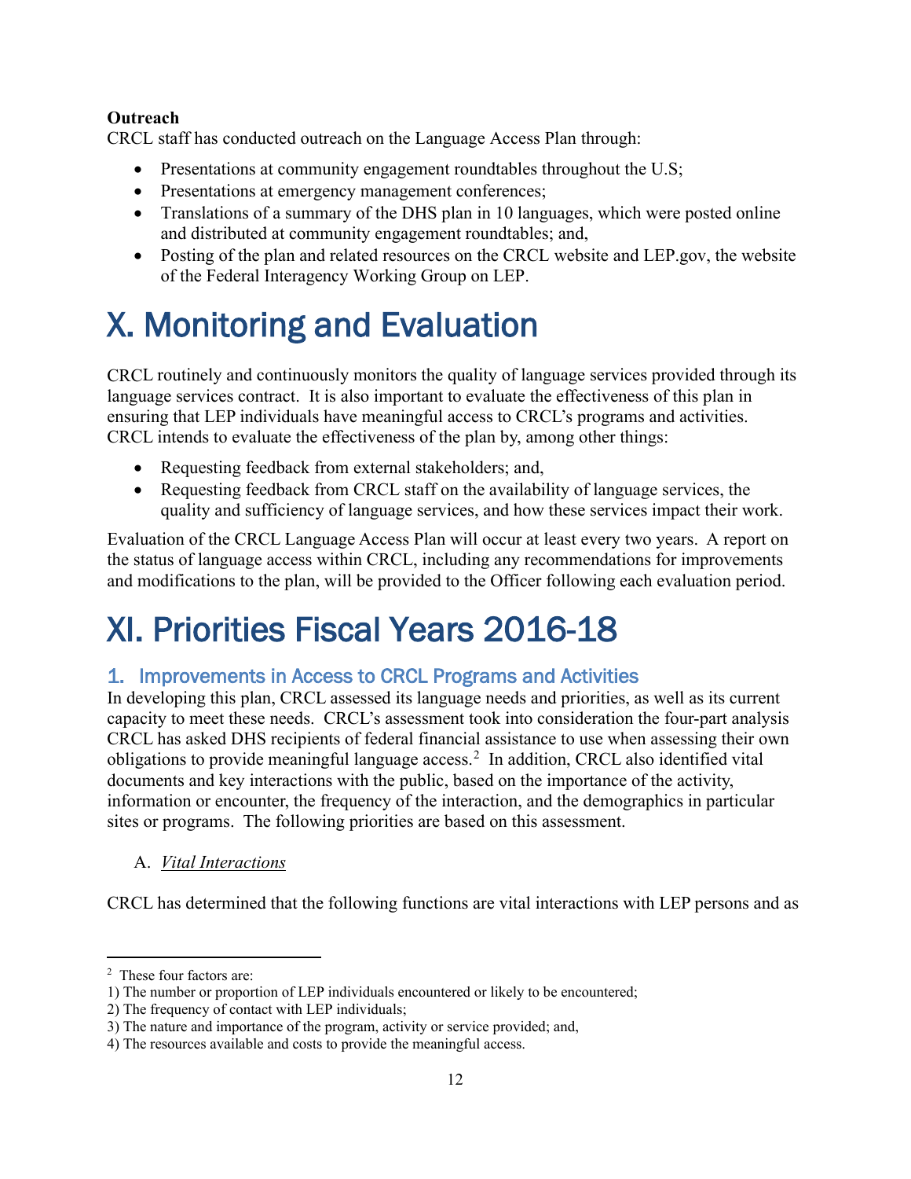**Outreach**

CRCL staff has conducted outreach on the Language Access Plan through:

- Presentations at community engagement roundtables throughout the U.S;
- Presentations at emergency management conferences;
- Translations of a summary of the DHS plan in 10 languages, which were posted online and distributed at community engagement roundtables; and,
- Posting of the plan and related resources on the CRCL website and LEP.gov, the website of the Federal Interagency Working Group on LEP.

# X. Monitoring and Evaluation

CRCL routinely and continuously monitors the quality of language services provided through its language services contract. It is also important to evaluate the effectiveness of this plan in ensuring that LEP individuals have meaningful access to CRCL's programs and activities. CRCL intends to evaluate the effectiveness of the plan by, among other things:

- Requesting feedback from external stakeholders; and,
- Requesting feedback from CRCL staff on the availability of language services, the quality and sufficiency of language services, and how these services impact their work.

Evaluation of the CRCL Language Access Plan will occur at least every two years. A report on the status of language access within CRCL, including any recommendations for improvements and modifications to the plan, will be provided to the Officer following each evaluation period.

# XI. Priorities Fiscal Years 2016-18

## 1. Improvements in Access to CRCL Programs and Activities

In developing this plan, CRCL assessed its language needs and priorities, as well as its current capacity to meet these needs. CRCL's assessment took into consideration the four-part analysis CRCL has asked DHS recipients of federal financial assistance to use when assessing their own obligations to provide meaningful language access.[2] In addition, CRCL also identified vital documents and key interactions with the public, based on the importance of the activity, information or encounter, the frequency of the interaction, and the demographics in particular sites or programs. The following priorities are based on this assessment.

A. *Vital Interactions*

CRCL has determined that the following functions are vital interactions with LEP persons and as

---

[2] These four factors are:
1) The number or proportion of LEP individuals encountered or likely to be encountered;
2) The frequency of contact with LEP individuals;
3) The nature and importance of the program, activity or service provided; and,
4) The resources available and costs to provide the meaningful access.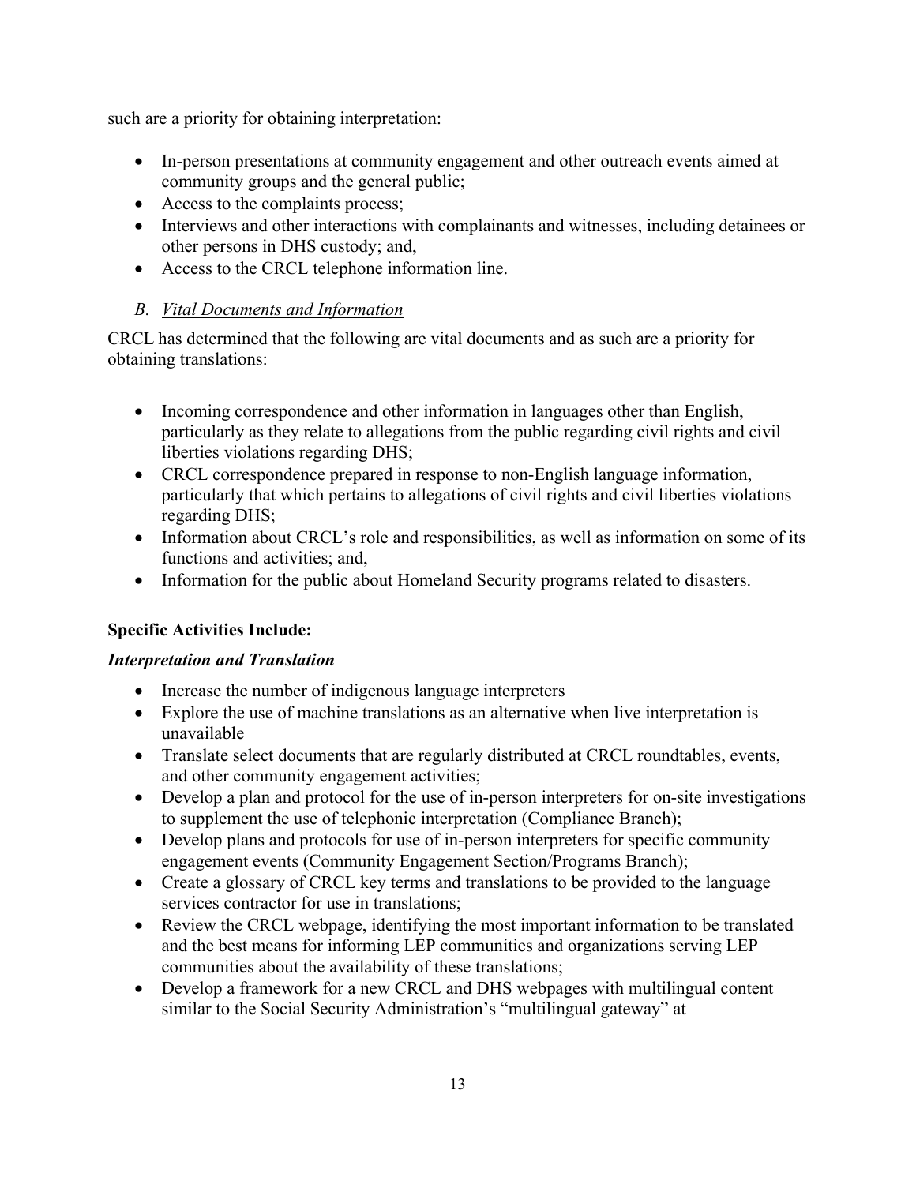such are a priority for obtaining interpretation:

- In-person presentations at community engagement and other outreach events aimed at community groups and the general public;
- Access to the complaints process;
- Interviews and other interactions with complainants and witnesses, including detainees or other persons in DHS custody; and,
- Access to the CRCL telephone information line.

### *B. <u>Vital Documents and Information</u>*

CRCL has determined that the following are vital documents and as such are a priority for obtaining translations:

- Incoming correspondence and other information in languages other than English, particularly as they relate to allegations from the public regarding civil rights and civil liberties violations regarding DHS;
- CRCL correspondence prepared in response to non-English language information, particularly that which pertains to allegations of civil rights and civil liberties violations regarding DHS;
- Information about CRCL's role and responsibilities, as well as information on some of its functions and activities; and,
- Information for the public about Homeland Security programs related to disasters.

**Specific Activities Include:**

***Interpretation and Translation***

- Increase the number of indigenous language interpreters
- Explore the use of machine translations as an alternative when live interpretation is unavailable
- Translate select documents that are regularly distributed at CRCL roundtables, events, and other community engagement activities;
- Develop a plan and protocol for the use of in-person interpreters for on-site investigations to supplement the use of telephonic interpretation (Compliance Branch);
- Develop plans and protocols for use of in-person interpreters for specific community engagement events (Community Engagement Section/Programs Branch);
- Create a glossary of CRCL key terms and translations to be provided to the language services contractor for use in translations;
- Review the CRCL webpage, identifying the most important information to be translated and the best means for informing LEP communities and organizations serving LEP communities about the availability of these translations;
- Develop a framework for a new CRCL and DHS webpages with multilingual content similar to the Social Security Administration's "multilingual gateway" at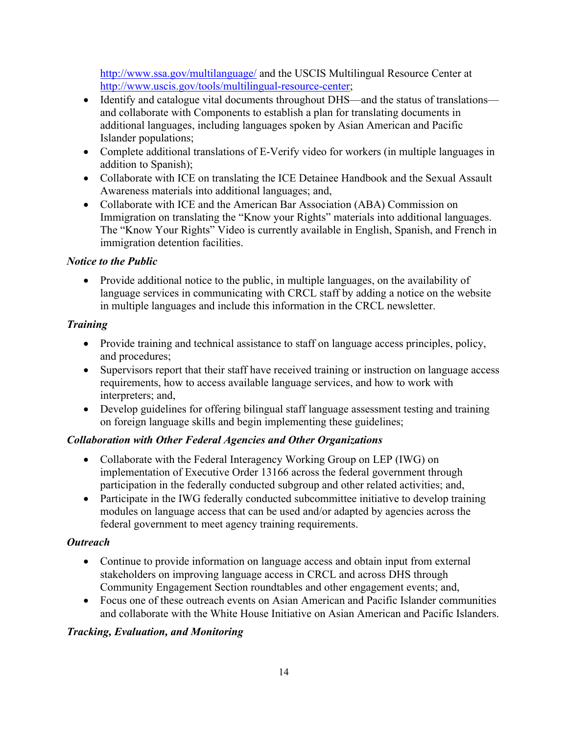http://www.ssa.gov/multilanguage/ and the USCIS Multilingual Resource Center at http://www.uscis.gov/tools/multilingual-resource-center;

- Identify and catalogue vital documents throughout DHS—and the status of translations—and collaborate with Components to establish a plan for translating documents in additional languages, including languages spoken by Asian American and Pacific Islander populations;
- Complete additional translations of E-Verify video for workers (in multiple languages in addition to Spanish);
- Collaborate with ICE on translating the ICE Detainee Handbook and the Sexual Assault Awareness materials into additional languages; and,
- Collaborate with ICE and the American Bar Association (ABA) Commission on Immigration on translating the "Know your Rights" materials into additional languages. The "Know Your Rights" Video is currently available in English, Spanish, and French in immigration detention facilities.

***Notice to the Public***

- Provide additional notice to the public, in multiple languages, on the availability of language services in communicating with CRCL staff by adding a notice on the website in multiple languages and include this information in the CRCL newsletter.

***Training***

- Provide training and technical assistance to staff on language access principles, policy, and procedures;
- Supervisors report that their staff have received training or instruction on language access requirements, how to access available language services, and how to work with interpreters; and,
- Develop guidelines for offering bilingual staff language assessment testing and training on foreign language skills and begin implementing these guidelines;

***Collaboration with Other Federal Agencies and Other Organizations***

- Collaborate with the Federal Interagency Working Group on LEP (IWG) on implementation of Executive Order 13166 across the federal government through participation in the federally conducted subgroup and other related activities; and,
- Participate in the IWG federally conducted subcommittee initiative to develop training modules on language access that can be used and/or adapted by agencies across the federal government to meet agency training requirements.

***Outreach***

- Continue to provide information on language access and obtain input from external stakeholders on improving language access in CRCL and across DHS through Community Engagement Section roundtables and other engagement events; and,
- Focus one of these outreach events on Asian American and Pacific Islander communities and collaborate with the White House Initiative on Asian American and Pacific Islanders.

***Tracking, Evaluation, and Monitoring***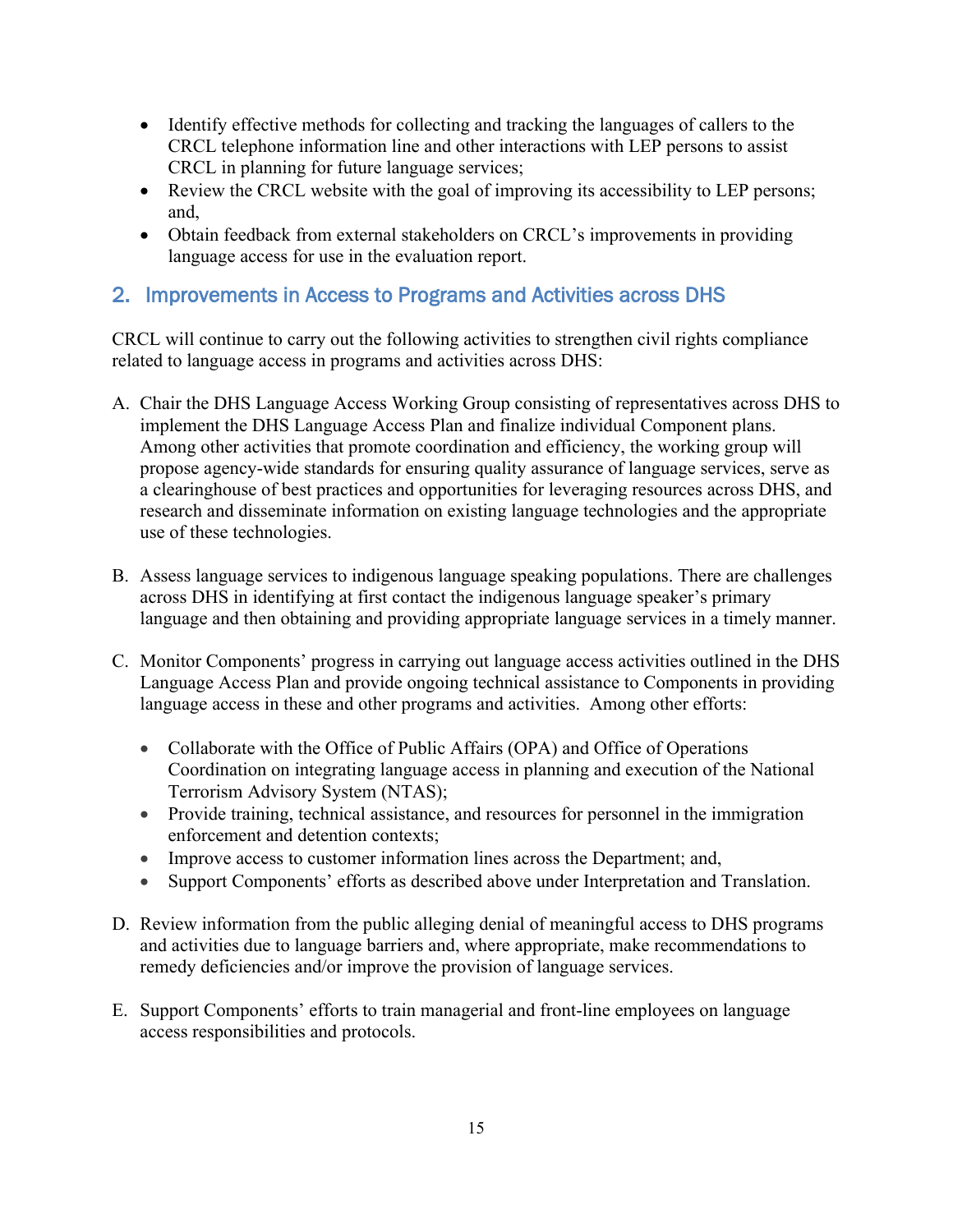- Identify effective methods for collecting and tracking the languages of callers to the CRCL telephone information line and other interactions with LEP persons to assist CRCL in planning for future language services;
- Review the CRCL website with the goal of improving its accessibility to LEP persons; and,
- Obtain feedback from external stakeholders on CRCL's improvements in providing language access for use in the evaluation report.

## 2. Improvements in Access to Programs and Activities across DHS

CRCL will continue to carry out the following activities to strengthen civil rights compliance related to language access in programs and activities across DHS:

A. Chair the DHS Language Access Working Group consisting of representatives across DHS to implement the DHS Language Access Plan and finalize individual Component plans. Among other activities that promote coordination and efficiency, the working group will propose agency-wide standards for ensuring quality assurance of language services, serve as a clearinghouse of best practices and opportunities for leveraging resources across DHS, and research and disseminate information on existing language technologies and the appropriate use of these technologies.

B. Assess language services to indigenous language speaking populations. There are challenges across DHS in identifying at first contact the indigenous language speaker's primary language and then obtaining and providing appropriate language services in a timely manner.

C. Monitor Components' progress in carrying out language access activities outlined in the DHS Language Access Plan and provide ongoing technical assistance to Components in providing language access in these and other programs and activities. Among other efforts:

   - Collaborate with the Office of Public Affairs (OPA) and Office of Operations Coordination on integrating language access in planning and execution of the National Terrorism Advisory System (NTAS);
   - Provide training, technical assistance, and resources for personnel in the immigration enforcement and detention contexts;
   - Improve access to customer information lines across the Department; and,
   - Support Components' efforts as described above under Interpretation and Translation.

D. Review information from the public alleging denial of meaningful access to DHS programs and activities due to language barriers and, where appropriate, make recommendations to remedy deficiencies and/or improve the provision of language services.

E. Support Components' efforts to train managerial and front-line employees on language access responsibilities and protocols.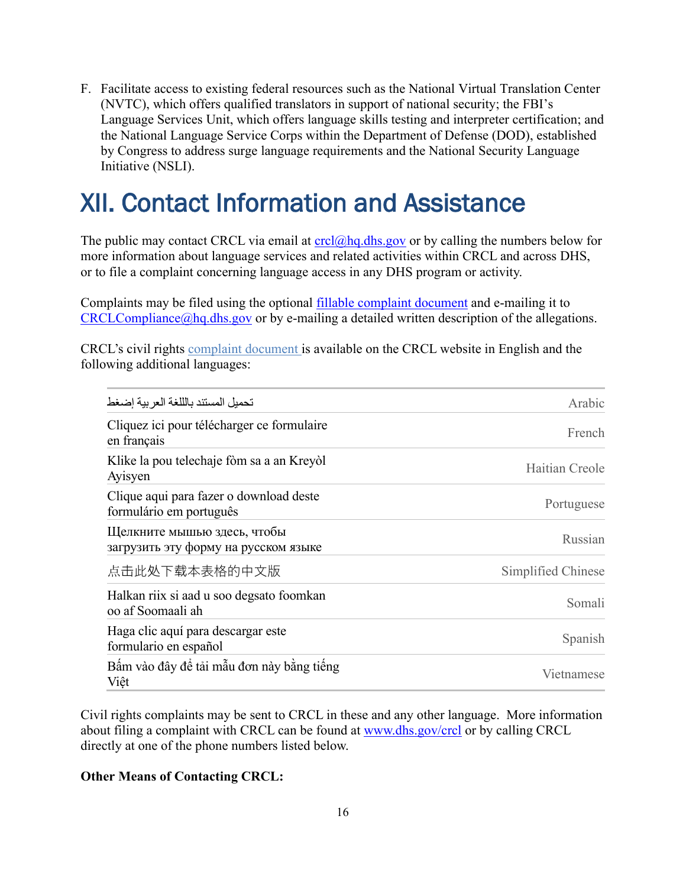F. Facilitate access to existing federal resources such as the National Virtual Translation Center (NVTC), which offers qualified translators in support of national security; the FBI's Language Services Unit, which offers language skills testing and interpreter certification; and the National Language Service Corps within the Department of Defense (DOD), established by Congress to address surge language requirements and the National Security Language Initiative (NSLI).

# XII. Contact Information and Assistance

The public may contact CRCL via email at crcl@hq.dhs.gov or by calling the numbers below for more information about language services and related activities within CRCL and across DHS, or to file a complaint concerning language access in any DHS program or activity.

Complaints may be filed using the optional fillable complaint document and e-mailing it to CRCLCompliance@hq.dhs.gov or by e-mailing a detailed written description of the allegations.

CRCL's civil rights complaint document is available on the CRCL website in English and the following additional languages:

| | |
|---|---|
| تحميل المستند باللغة العربية إضغط | Arabic |
| Cliquez ici pour télécharger ce formulaire en français | French |
| Klike la pou telechaje fòm sa a an Kreyòl Ayisyen | Haitian Creole |
| Clique aqui para fazer o download deste formulário em português | Portuguese |
| Щелкните мышью здесь, чтобы загрузить эту форму на русском языке | Russian |
| 点击此处下载本表格的中文版 | Simplified Chinese |
| Halkan riix si aad u soo degsato foomkan oo af Soomaali ah | Somali |
| Haga clic aquí para descargar este formulario en español | Spanish |
| Bấm vào đây để tải mẫu đơn này bằng tiếng Việt | Vietnamese |

Civil rights complaints may be sent to CRCL in these and any other language. More information about filing a complaint with CRCL can be found at www.dhs.gov/crcl or by calling CRCL directly at one of the phone numbers listed below.

**Other Means of Contacting CRCL:**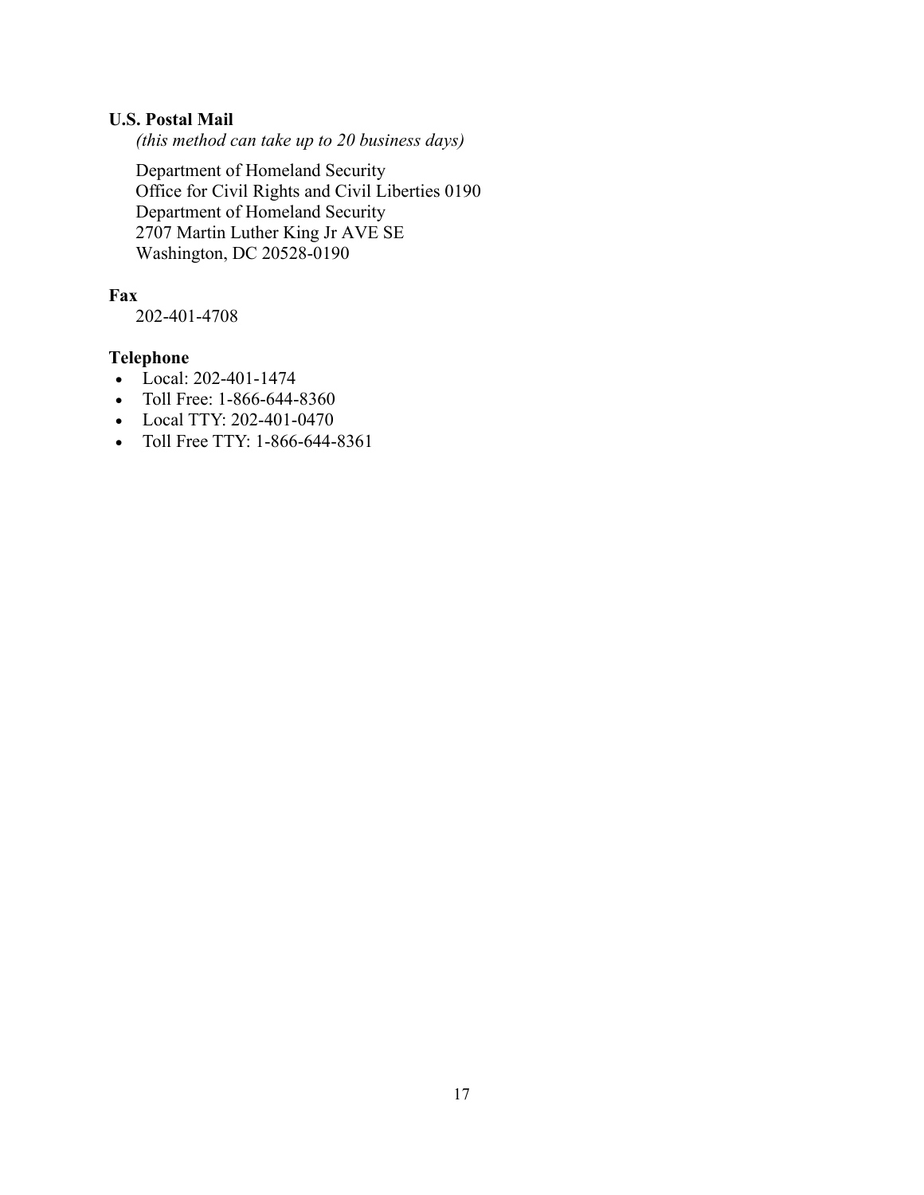**U.S. Postal Mail**

*(this method can take up to 20 business days)*

Department of Homeland Security
Office for Civil Rights and Civil Liberties 0190
Department of Homeland Security
2707 Martin Luther King Jr AVE SE
Washington, DC 20528-0190

**Fax**

202-401-4708

**Telephone**

- Local: 202-401-1474
- Toll Free: 1-866-644-8360
- Local TTY: 202-401-0470
- Toll Free TTY: 1-866-644-8361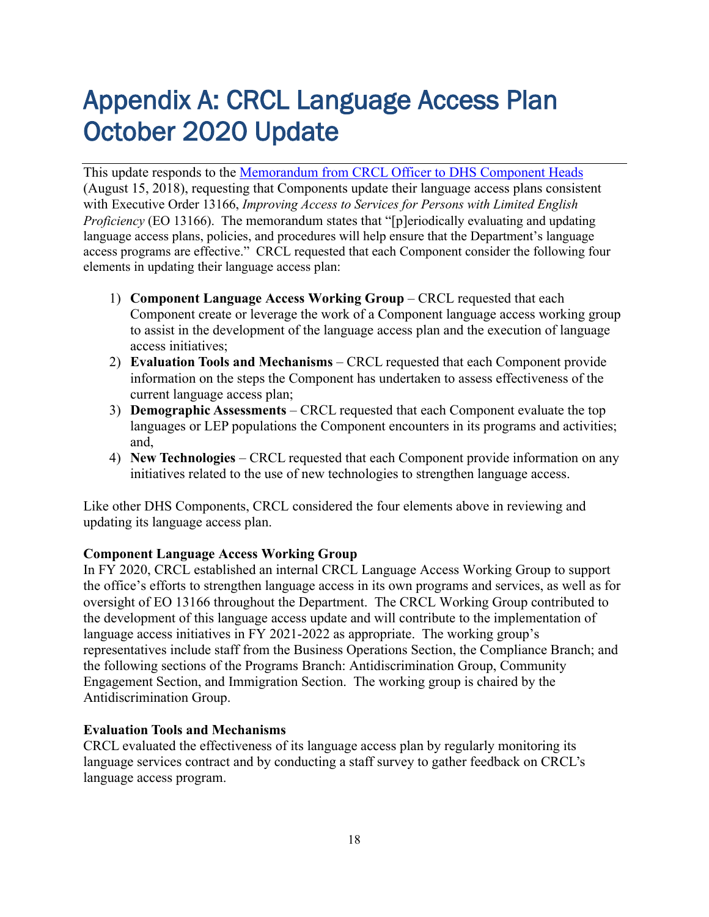# Appendix A: CRCL Language Access Plan October 2020 Update

This update responds to the [Memorandum from CRCL Officer to DHS Component Heads](#) (August 15, 2018), requesting that Components update their language access plans consistent with Executive Order 13166, *Improving Access to Services for Persons with Limited English Proficiency* (EO 13166). The memorandum states that "[p]eriodically evaluating and updating language access plans, policies, and procedures will help ensure that the Department's language access programs are effective." CRCL requested that each Component consider the following four elements in updating their language access plan:

1) **Component Language Access Working Group** – CRCL requested that each Component create or leverage the work of a Component language access working group to assist in the development of the language access plan and the execution of language access initiatives;
2) **Evaluation Tools and Mechanisms** – CRCL requested that each Component provide information on the steps the Component has undertaken to assess effectiveness of the current language access plan;
3) **Demographic Assessments** – CRCL requested that each Component evaluate the top languages or LEP populations the Component encounters in its programs and activities; and,
4) **New Technologies** – CRCL requested that each Component provide information on any initiatives related to the use of new technologies to strengthen language access.

Like other DHS Components, CRCL considered the four elements above in reviewing and updating its language access plan.

**Component Language Access Working Group**

In FY 2020, CRCL established an internal CRCL Language Access Working Group to support the office's efforts to strengthen language access in its own programs and services, as well as for oversight of EO 13166 throughout the Department. The CRCL Working Group contributed to the development of this language access update and will contribute to the implementation of language access initiatives in FY 2021-2022 as appropriate. The working group's representatives include staff from the Business Operations Section, the Compliance Branch; and the following sections of the Programs Branch: Antidiscrimination Group, Community Engagement Section, and Immigration Section. The working group is chaired by the Antidiscrimination Group.

**Evaluation Tools and Mechanisms**

CRCL evaluated the effectiveness of its language access plan by regularly monitoring its language services contract and by conducting a staff survey to gather feedback on CRCL's language access program.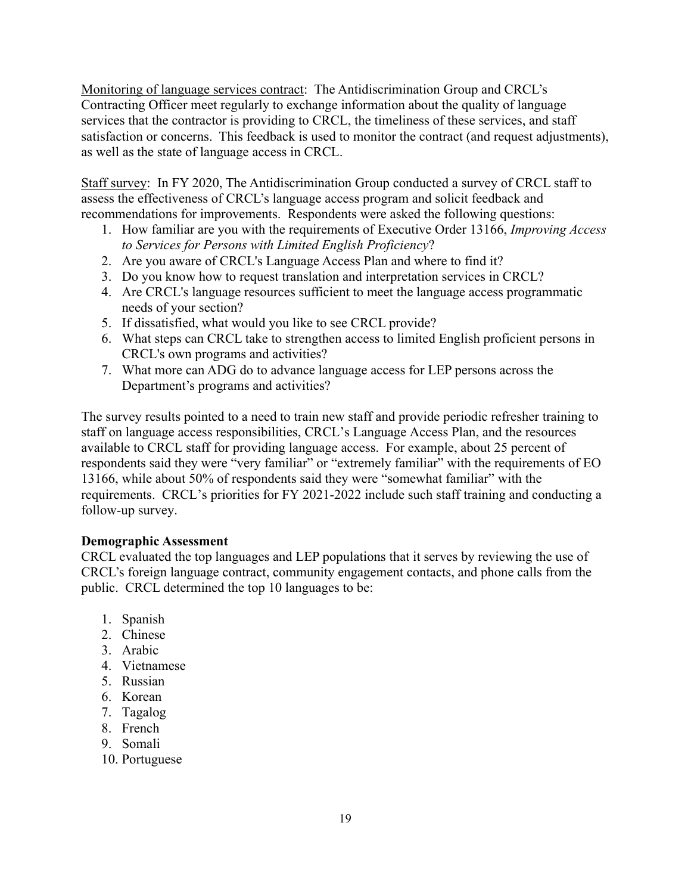Monitoring of language services contract: The Antidiscrimination Group and CRCL's Contracting Officer meet regularly to exchange information about the quality of language services that the contractor is providing to CRCL, the timeliness of these services, and staff satisfaction or concerns. This feedback is used to monitor the contract (and request adjustments), as well as the state of language access in CRCL.

Staff survey: In FY 2020, The Antidiscrimination Group conducted a survey of CRCL staff to assess the effectiveness of CRCL's language access program and solicit feedback and recommendations for improvements. Respondents were asked the following questions:

1. How familiar are you with the requirements of Executive Order 13166, *Improving Access to Services for Persons with Limited English Proficiency*?
2. Are you aware of CRCL's Language Access Plan and where to find it?
3. Do you know how to request translation and interpretation services in CRCL?
4. Are CRCL's language resources sufficient to meet the language access programmatic needs of your section?
5. If dissatisfied, what would you like to see CRCL provide?
6. What steps can CRCL take to strengthen access to limited English proficient persons in CRCL's own programs and activities?
7. What more can ADG do to advance language access for LEP persons across the Department's programs and activities?

The survey results pointed to a need to train new staff and provide periodic refresher training to staff on language access responsibilities, CRCL's Language Access Plan, and the resources available to CRCL staff for providing language access. For example, about 25 percent of respondents said they were "very familiar" or "extremely familiar" with the requirements of EO 13166, while about 50% of respondents said they were "somewhat familiar" with the requirements. CRCL's priorities for FY 2021-2022 include such staff training and conducting a follow-up survey.

**Demographic Assessment**

CRCL evaluated the top languages and LEP populations that it serves by reviewing the use of CRCL's foreign language contract, community engagement contacts, and phone calls from the public. CRCL determined the top 10 languages to be:

1. Spanish
2. Chinese
3. Arabic
4. Vietnamese
5. Russian
6. Korean
7. Tagalog
8. French
9. Somali
10. Portuguese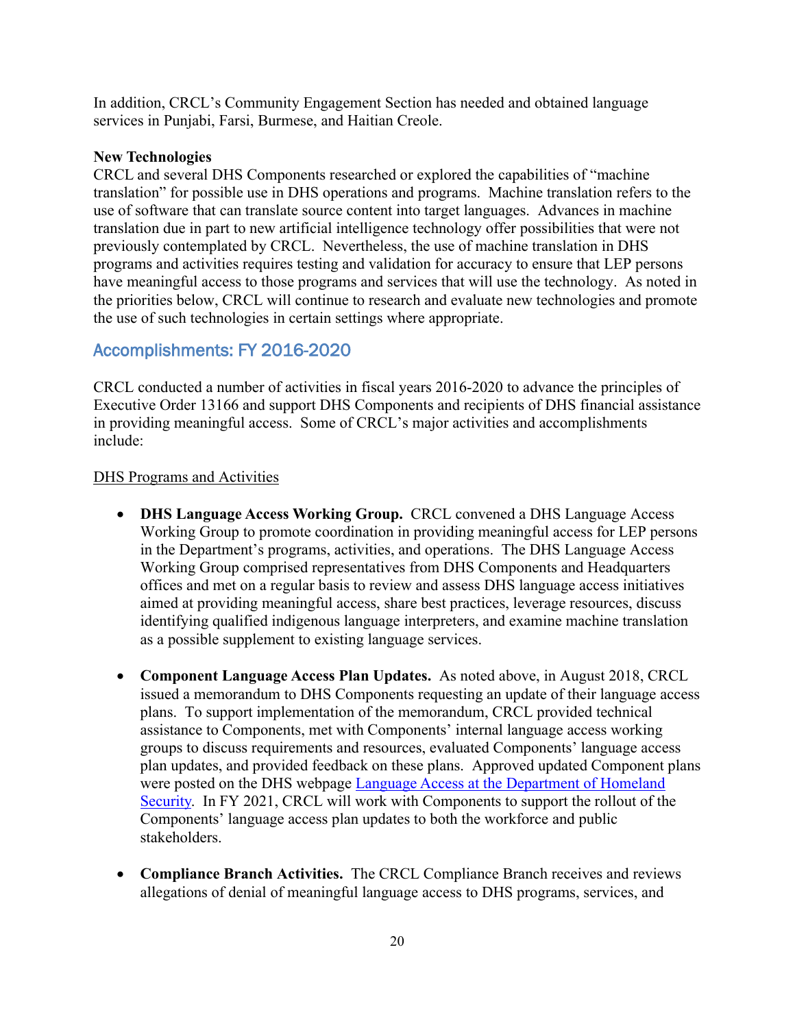In addition, CRCL's Community Engagement Section has needed and obtained language services in Punjabi, Farsi, Burmese, and Haitian Creole.

**New Technologies**
CRCL and several DHS Components researched or explored the capabilities of "machine translation" for possible use in DHS operations and programs. Machine translation refers to the use of software that can translate source content into target languages. Advances in machine translation due in part to new artificial intelligence technology offer possibilities that were not previously contemplated by CRCL. Nevertheless, the use of machine translation in DHS programs and activities requires testing and validation for accuracy to ensure that LEP persons have meaningful access to those programs and services that will use the technology. As noted in the priorities below, CRCL will continue to research and evaluate new technologies and promote the use of such technologies in certain settings where appropriate.

## Accomplishments: FY 2016-2020

CRCL conducted a number of activities in fiscal years 2016-2020 to advance the principles of Executive Order 13166 and support DHS Components and recipients of DHS financial assistance in providing meaningful access. Some of CRCL's major activities and accomplishments include:

<u>DHS Programs and Activities</u>

- **DHS Language Access Working Group.** CRCL convened a DHS Language Access Working Group to promote coordination in providing meaningful access for LEP persons in the Department's programs, activities, and operations. The DHS Language Access Working Group comprised representatives from DHS Components and Headquarters offices and met on a regular basis to review and assess DHS language access initiatives aimed at providing meaningful access, share best practices, leverage resources, discuss identifying qualified indigenous language interpreters, and examine machine translation as a possible supplement to existing language services.

- **Component Language Access Plan Updates.** As noted above, in August 2018, CRCL issued a memorandum to DHS Components requesting an update of their language access plans. To support implementation of the memorandum, CRCL provided technical assistance to Components, met with Components' internal language access working groups to discuss requirements and resources, evaluated Components' language access plan updates, and provided feedback on these plans. Approved updated Component plans were posted on the DHS webpage [Language Access at the Department of Homeland Security](). In FY 2021, CRCL will work with Components to support the rollout of the Components' language access plan updates to both the workforce and public stakeholders.

- **Compliance Branch Activities.** The CRCL Compliance Branch receives and reviews allegations of denial of meaningful language access to DHS programs, services, and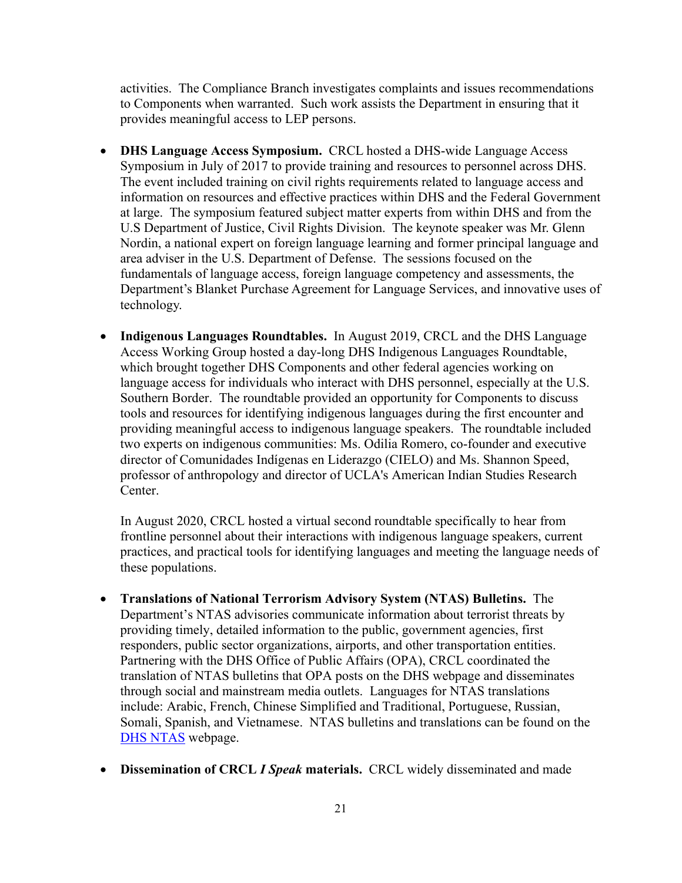activities. The Compliance Branch investigates complaints and issues recommendations to Components when warranted. Such work assists the Department in ensuring that it provides meaningful access to LEP persons.

- **DHS Language Access Symposium.** CRCL hosted a DHS-wide Language Access Symposium in July of 2017 to provide training and resources to personnel across DHS. The event included training on civil rights requirements related to language access and information on resources and effective practices within DHS and the Federal Government at large. The symposium featured subject matter experts from within DHS and from the U.S Department of Justice, Civil Rights Division. The keynote speaker was Mr. Glenn Nordin, a national expert on foreign language learning and former principal language and area adviser in the U.S. Department of Defense. The sessions focused on the fundamentals of language access, foreign language competency and assessments, the Department's Blanket Purchase Agreement for Language Services, and innovative uses of technology.

- **Indigenous Languages Roundtables.** In August 2019, CRCL and the DHS Language Access Working Group hosted a day-long DHS Indigenous Languages Roundtable, which brought together DHS Components and other federal agencies working on language access for individuals who interact with DHS personnel, especially at the U.S. Southern Border. The roundtable provided an opportunity for Components to discuss tools and resources for identifying indigenous languages during the first encounter and providing meaningful access to indigenous language speakers. The roundtable included two experts on indigenous communities: Ms. Odilia Romero, co-founder and executive director of Comunidades Indígenas en Liderazgo (CIELO) and Ms. Shannon Speed, professor of anthropology and director of UCLA's American Indian Studies Research Center.

  In August 2020, CRCL hosted a virtual second roundtable specifically to hear from frontline personnel about their interactions with indigenous language speakers, current practices, and practical tools for identifying languages and meeting the language needs of these populations.

- **Translations of National Terrorism Advisory System (NTAS) Bulletins.** The Department's NTAS advisories communicate information about terrorist threats by providing timely, detailed information to the public, government agencies, first responders, public sector organizations, airports, and other transportation entities. Partnering with the DHS Office of Public Affairs (OPA), CRCL coordinated the translation of NTAS bulletins that OPA posts on the DHS webpage and disseminates through social and mainstream media outlets. Languages for NTAS translations include: Arabic, French, Chinese Simplified and Traditional, Portuguese, Russian, Somali, Spanish, and Vietnamese. NTAS bulletins and translations can be found on the DHS NTAS webpage.

- **Dissemination of CRCL *I Speak* materials.** CRCL widely disseminated and made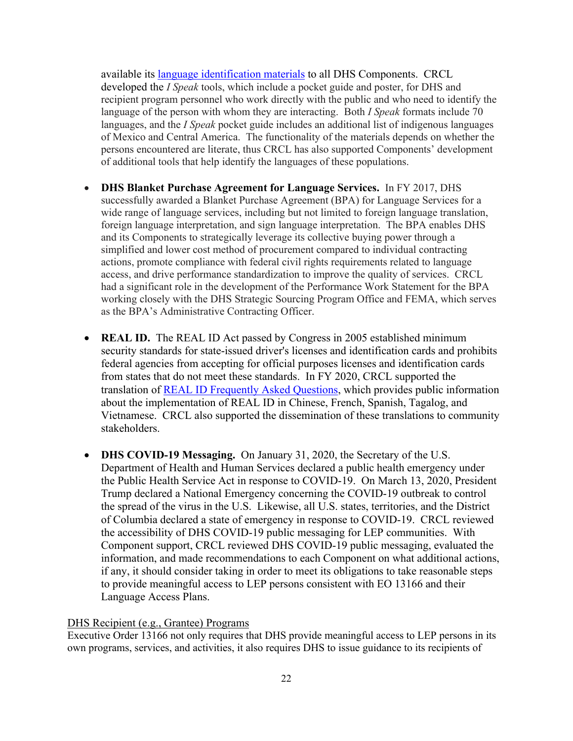available its [language identification materials](#) to all DHS Components. CRCL developed the *I Speak* tools, which include a pocket guide and poster, for DHS and recipient program personnel who work directly with the public and who need to identify the language of the person with whom they are interacting. Both *I Speak* formats include 70 languages, and the *I Speak* pocket guide includes an additional list of indigenous languages of Mexico and Central America. The functionality of the materials depends on whether the persons encountered are literate, thus CRCL has also supported Components' development of additional tools that help identify the languages of these populations.

- **DHS Blanket Purchase Agreement for Language Services.** In FY 2017, DHS successfully awarded a Blanket Purchase Agreement (BPA) for Language Services for a wide range of language services, including but not limited to foreign language translation, foreign language interpretation, and sign language interpretation. The BPA enables DHS and its Components to strategically leverage its collective buying power through a simplified and lower cost method of procurement compared to individual contracting actions, promote compliance with federal civil rights requirements related to language access, and drive performance standardization to improve the quality of services. CRCL had a significant role in the development of the Performance Work Statement for the BPA working closely with the DHS Strategic Sourcing Program Office and FEMA, which serves as the BPA's Administrative Contracting Officer.

- **REAL ID.** The REAL ID Act passed by Congress in 2005 established minimum security standards for state-issued driver's licenses and identification cards and prohibits federal agencies from accepting for official purposes licenses and identification cards from states that do not meet these standards. In FY 2020, CRCL supported the translation of [REAL ID Frequently Asked Questions](#), which provides public information about the implementation of REAL ID in Chinese, French, Spanish, Tagalog, and Vietnamese. CRCL also supported the dissemination of these translations to community stakeholders.

- **DHS COVID-19 Messaging.** On January 31, 2020, the Secretary of the U.S. Department of Health and Human Services declared a public health emergency under the Public Health Service Act in response to COVID-19. On March 13, 2020, President Trump declared a National Emergency concerning the COVID-19 outbreak to control the spread of the virus in the U.S. Likewise, all U.S. states, territories, and the District of Columbia declared a state of emergency in response to COVID-19. CRCL reviewed the accessibility of DHS COVID-19 public messaging for LEP communities. With Component support, CRCL reviewed DHS COVID-19 public messaging, evaluated the information, and made recommendations to each Component on what additional actions, if any, it should consider taking in order to meet its obligations to take reasonable steps to provide meaningful access to LEP persons consistent with EO 13166 and their Language Access Plans.

<u>DHS Recipient (e.g., Grantee) Programs</u>

Executive Order 13166 not only requires that DHS provide meaningful access to LEP persons in its own programs, services, and activities, it also requires DHS to issue guidance to its recipients of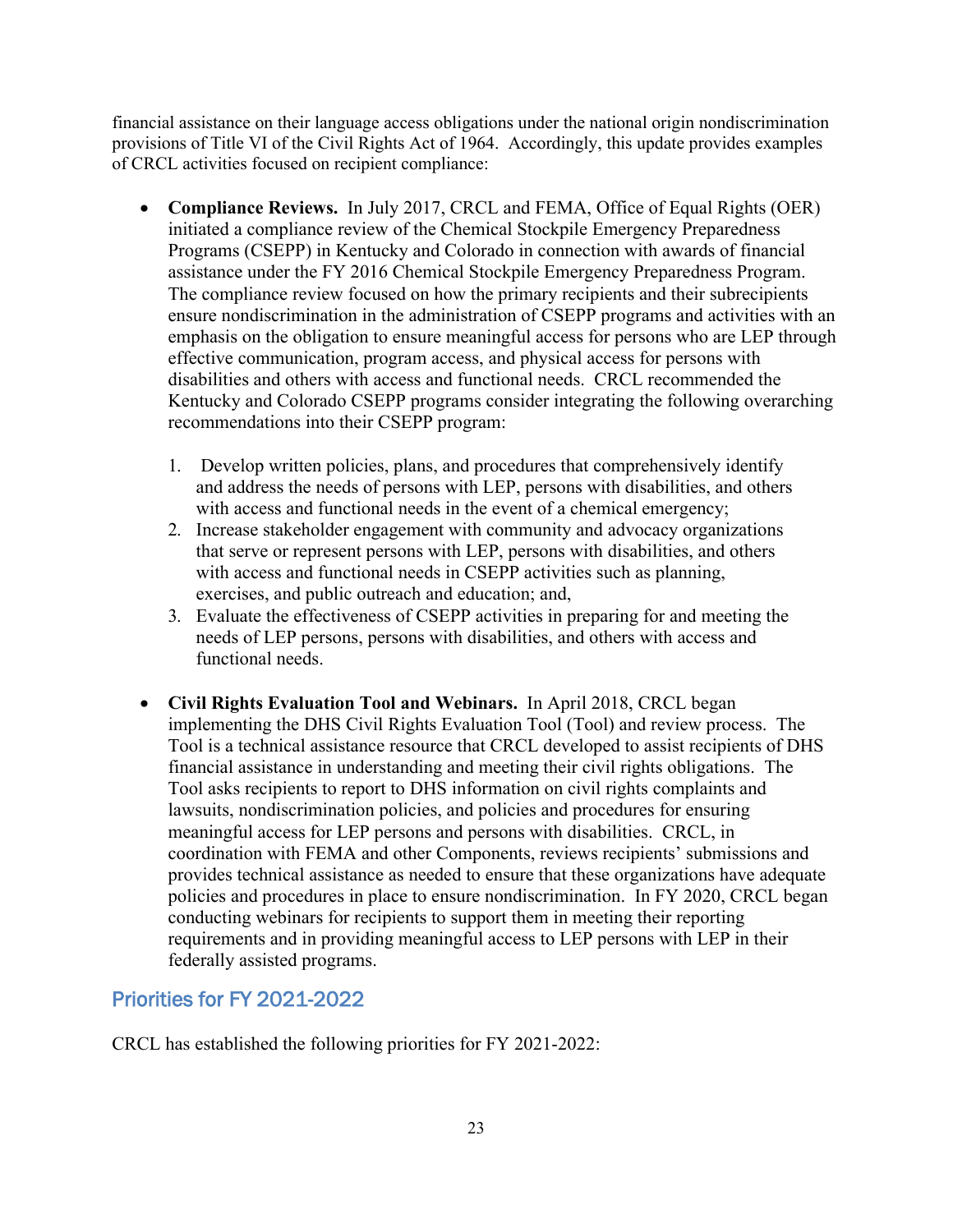financial assistance on their language access obligations under the national origin nondiscrimination provisions of Title VI of the Civil Rights Act of 1964. Accordingly, this update provides examples of CRCL activities focused on recipient compliance:

- **Compliance Reviews.** In July 2017, CRCL and FEMA, Office of Equal Rights (OER) initiated a compliance review of the Chemical Stockpile Emergency Preparedness Programs (CSEPP) in Kentucky and Colorado in connection with awards of financial assistance under the FY 2016 Chemical Stockpile Emergency Preparedness Program. The compliance review focused on how the primary recipients and their subrecipients ensure nondiscrimination in the administration of CSEPP programs and activities with an emphasis on the obligation to ensure meaningful access for persons who are LEP through effective communication, program access, and physical access for persons with disabilities and others with access and functional needs. CRCL recommended the Kentucky and Colorado CSEPP programs consider integrating the following overarching recommendations into their CSEPP program:

    1. Develop written policies, plans, and procedures that comprehensively identify and address the needs of persons with LEP, persons with disabilities, and others with access and functional needs in the event of a chemical emergency;
    2. Increase stakeholder engagement with community and advocacy organizations that serve or represent persons with LEP, persons with disabilities, and others with access and functional needs in CSEPP activities such as planning, exercises, and public outreach and education; and,
    3. Evaluate the effectiveness of CSEPP activities in preparing for and meeting the needs of LEP persons, persons with disabilities, and others with access and functional needs.

- **Civil Rights Evaluation Tool and Webinars.** In April 2018, CRCL began implementing the DHS Civil Rights Evaluation Tool (Tool) and review process. The Tool is a technical assistance resource that CRCL developed to assist recipients of DHS financial assistance in understanding and meeting their civil rights obligations. The Tool asks recipients to report to DHS information on civil rights complaints and lawsuits, nondiscrimination policies, and policies and procedures for ensuring meaningful access for LEP persons and persons with disabilities. CRCL, in coordination with FEMA and other Components, reviews recipients' submissions and provides technical assistance as needed to ensure that these organizations have adequate policies and procedures in place to ensure nondiscrimination. In FY 2020, CRCL began conducting webinars for recipients to support them in meeting their reporting requirements and in providing meaningful access to LEP persons with LEP in their federally assisted programs.

## Priorities for FY 2021-2022

CRCL has established the following priorities for FY 2021-2022: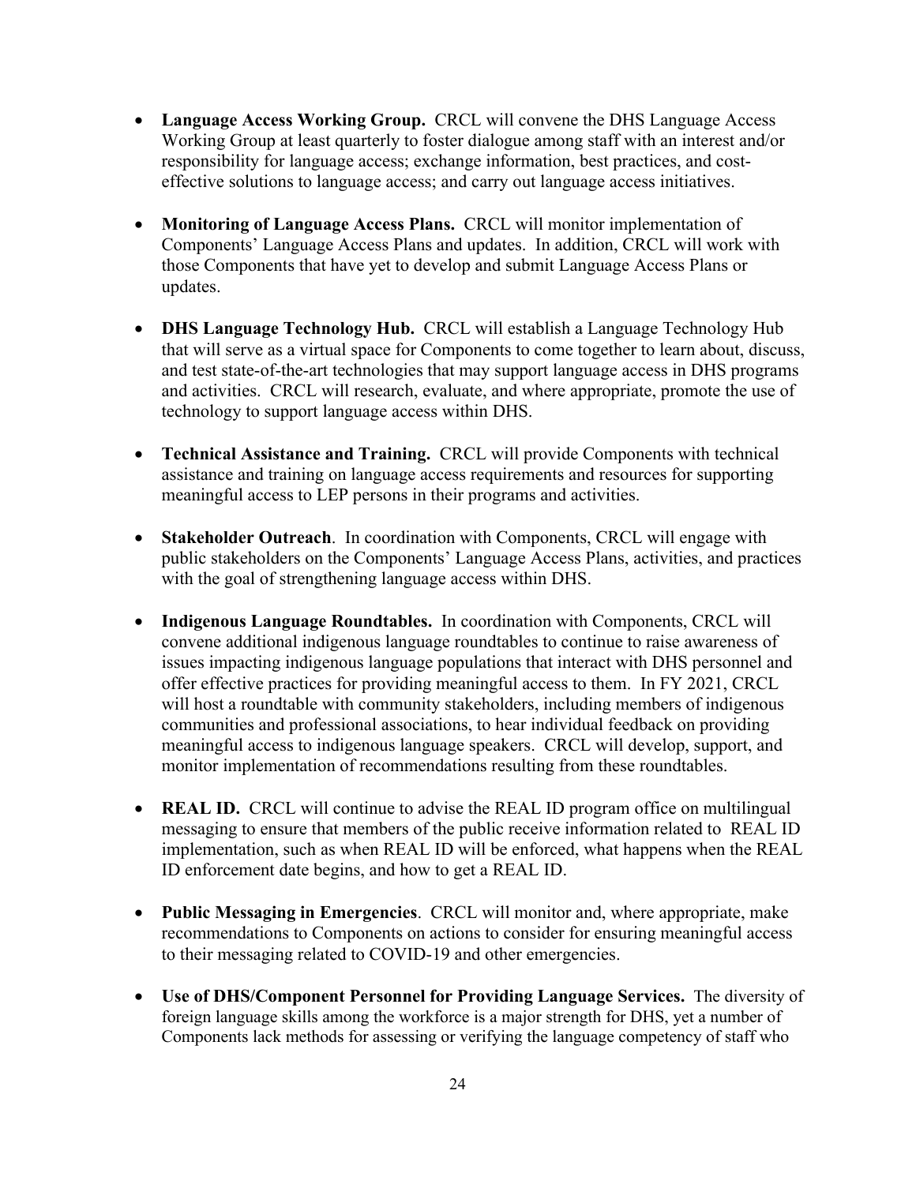- **Language Access Working Group.** CRCL will convene the DHS Language Access Working Group at least quarterly to foster dialogue among staff with an interest and/or responsibility for language access; exchange information, best practices, and cost-effective solutions to language access; and carry out language access initiatives.

- **Monitoring of Language Access Plans.** CRCL will monitor implementation of Components' Language Access Plans and updates. In addition, CRCL will work with those Components that have yet to develop and submit Language Access Plans or updates.

- **DHS Language Technology Hub.** CRCL will establish a Language Technology Hub that will serve as a virtual space for Components to come together to learn about, discuss, and test state-of-the-art technologies that may support language access in DHS programs and activities. CRCL will research, evaluate, and where appropriate, promote the use of technology to support language access within DHS.

- **Technical Assistance and Training.** CRCL will provide Components with technical assistance and training on language access requirements and resources for supporting meaningful access to LEP persons in their programs and activities.

- **Stakeholder Outreach**. In coordination with Components, CRCL will engage with public stakeholders on the Components' Language Access Plans, activities, and practices with the goal of strengthening language access within DHS.

- **Indigenous Language Roundtables.** In coordination with Components, CRCL will convene additional indigenous language roundtables to continue to raise awareness of issues impacting indigenous language populations that interact with DHS personnel and offer effective practices for providing meaningful access to them. In FY 2021, CRCL will host a roundtable with community stakeholders, including members of indigenous communities and professional associations, to hear individual feedback on providing meaningful access to indigenous language speakers. CRCL will develop, support, and monitor implementation of recommendations resulting from these roundtables.

- **REAL ID.** CRCL will continue to advise the REAL ID program office on multilingual messaging to ensure that members of the public receive information related to REAL ID implementation, such as when REAL ID will be enforced, what happens when the REAL ID enforcement date begins, and how to get a REAL ID.

- **Public Messaging in Emergencies**. CRCL will monitor and, where appropriate, make recommendations to Components on actions to consider for ensuring meaningful access to their messaging related to COVID-19 and other emergencies.

- **Use of DHS/Component Personnel for Providing Language Services.** The diversity of foreign language skills among the workforce is a major strength for DHS, yet a number of Components lack methods for assessing or verifying the language competency of staff who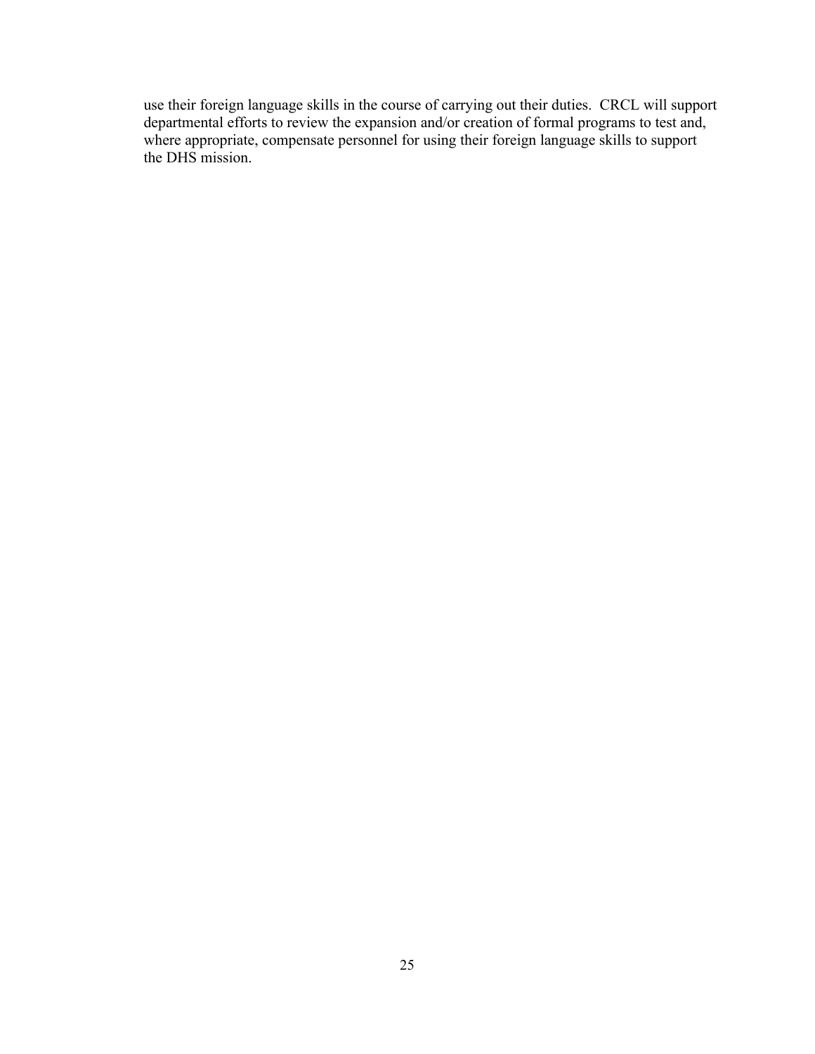use their foreign language skills in the course of carrying out their duties. CRCL will support departmental efforts to review the expansion and/or creation of formal programs to test and, where appropriate, compensate personnel for using their foreign language skills to support the DHS mission.